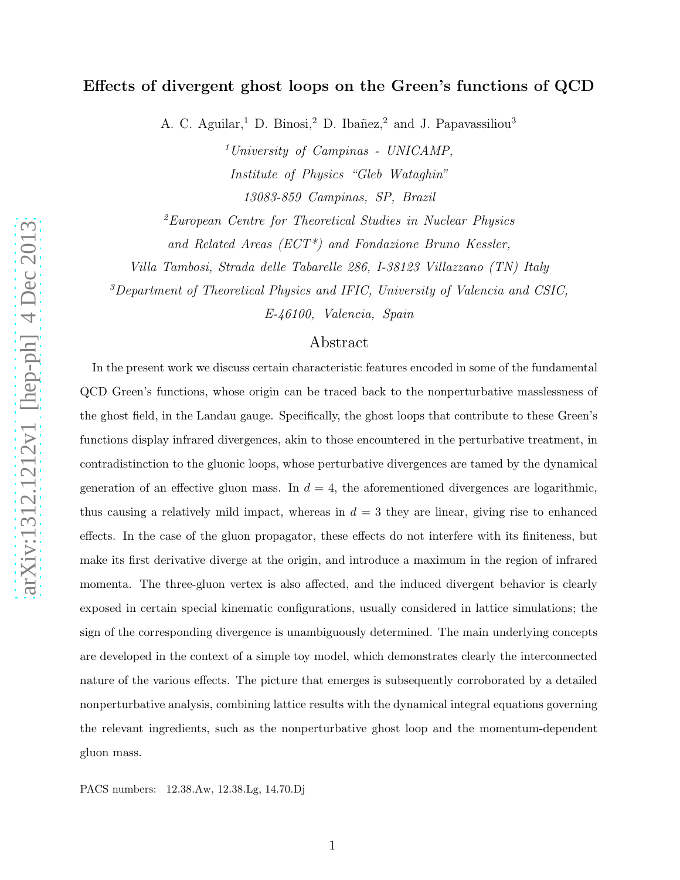# Effects of divergent ghost loops on the Green's functions of QCD

A. C. Aguilar,[1] D. Binosi,[2] D. Ibañez,[2] and J. Papavassiliou[3]

[1] *University of Campinas - UNICAMP, Institute of Physics "Gleb Wataghin" 13083-859 Campinas, SP, Brazil*

[2] *European Centre for Theoretical Studies in Nuclear Physics and Related Areas (ECT\*) and Fondazione Bruno Kessler, Villa Tambosi, Strada delle Tabarelle 286, I-38123 Villazzano (TN) Italy*

[3] *Department of Theoretical Physics and IFIC, University of Valencia and CSIC, E-46100, Valencia, Spain*

## Abstract

In the present work we discuss certain characteristic features encoded in some of the fundamental QCD Green's functions, whose origin can be traced back to the nonperturbative masslessness of the ghost field, in the Landau gauge. Specifically, the ghost loops that contribute to these Green's functions display infrared divergences, akin to those encountered in the perturbative treatment, in contradistinction to the gluonic loops, whose perturbative divergences are tamed by the dynamical generation of an effective gluon mass. In $d = 4$, the aforementioned divergences are logarithmic, thus causing a relatively mild impact, whereas in $d = 3$ they are linear, giving rise to enhanced effects. In the case of the gluon propagator, these effects do not interfere with its finiteness, but make its first derivative diverge at the origin, and introduce a maximum in the region of infrared momenta. The three-gluon vertex is also affected, and the induced divergent behavior is clearly exposed in certain special kinematic configurations, usually considered in lattice simulations; the sign of the corresponding divergence is unambiguously determined. The main underlying concepts are developed in the context of a simple toy model, which demonstrates clearly the interconnected nature of the various effects. The picture that emerges is subsequently corroborated by a detailed nonperturbative analysis, combining lattice results with the dynamical integral equations governing the relevant ingredients, such as the nonperturbative ghost loop and the momentum-dependent gluon mass.

PACS numbers: 12.38.Aw, 12.38.Lg, 14.70.Dj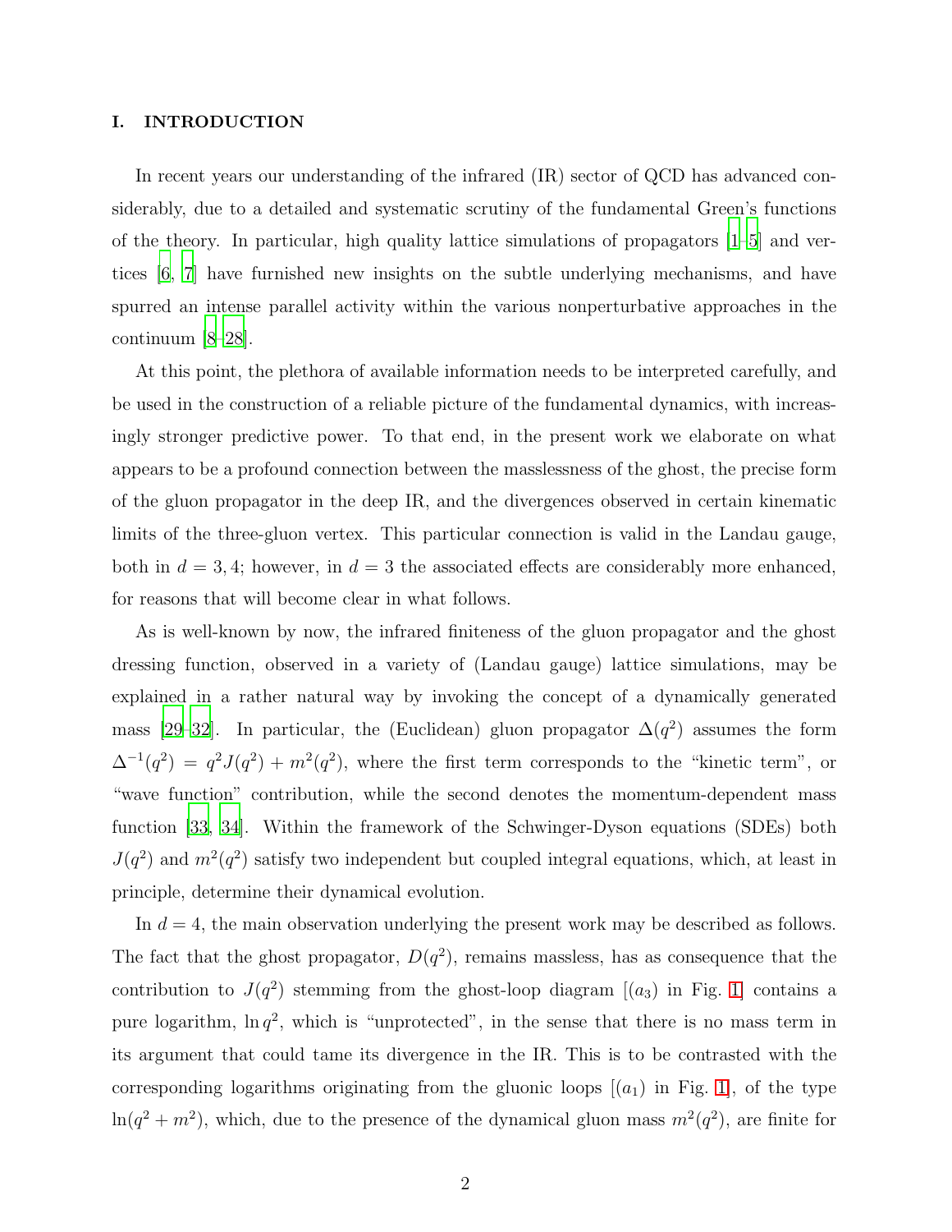# I. INTRODUCTION

In recent years our understanding of the infrared (IR) sector of QCD has advanced considerably, due to a detailed and systematic scrutiny of the fundamental Green's functions of the theory. In particular, high quality lattice simulations of propagators [1–5] and vertices [6, 7] have furnished new insights on the subtle underlying mechanisms, and have spurred an intense parallel activity within the various nonperturbative approaches in the continuum [8–28].

At this point, the plethora of available information needs to be interpreted carefully, and be used in the construction of a reliable picture of the fundamental dynamics, with increasingly stronger predictive power. To that end, in the present work we elaborate on what appears to be a profound connection between the masslessness of the ghost, the precise form of the gluon propagator in the deep IR, and the divergences observed in certain kinematic limits of the three-gluon vertex. This particular connection is valid in the Landau gauge, both in $d = 3, 4$; however, in $d = 3$ the associated effects are considerably more enhanced, for reasons that will become clear in what follows.

As is well-known by now, the infrared finiteness of the gluon propagator and the ghost dressing function, observed in a variety of (Landau gauge) lattice simulations, may be explained in a rather natural way by invoking the concept of a dynamically generated mass [29–32]. In particular, the (Euclidean) gluon propagator $\Delta(q^2)$ assumes the form $\Delta^{-1}(q^2) = q^2 J(q^2) + m^2(q^2)$, where the first term corresponds to the "kinetic term", or "wave function" contribution, while the second denotes the momentum-dependent mass function [33, 34]. Within the framework of the Schwinger-Dyson equations (SDEs) both $J(q^2)$ and $m^2(q^2)$ satisfy two independent but coupled integral equations, which, at least in principle, determine their dynamical evolution.

In $d = 4$, the main observation underlying the present work may be described as follows. The fact that the ghost propagator, $D(q^2)$, remains massless, has as consequence that the contribution to $J(q^2)$ stemming from the ghost-loop diagram [$(a_3)$ in Fig. 1] contains a pure logarithm, $\ln q^2$, which is "unprotected", in the sense that there is no mass term in its argument that could tame its divergence in the IR. This is to be contrasted with the corresponding logarithms originating from the gluonic loops [$(a_1)$ in Fig. 1], of the type $\ln(q^2 + m^2)$, which, due to the presence of the dynamical gluon mass $m^2(q^2)$, are finite for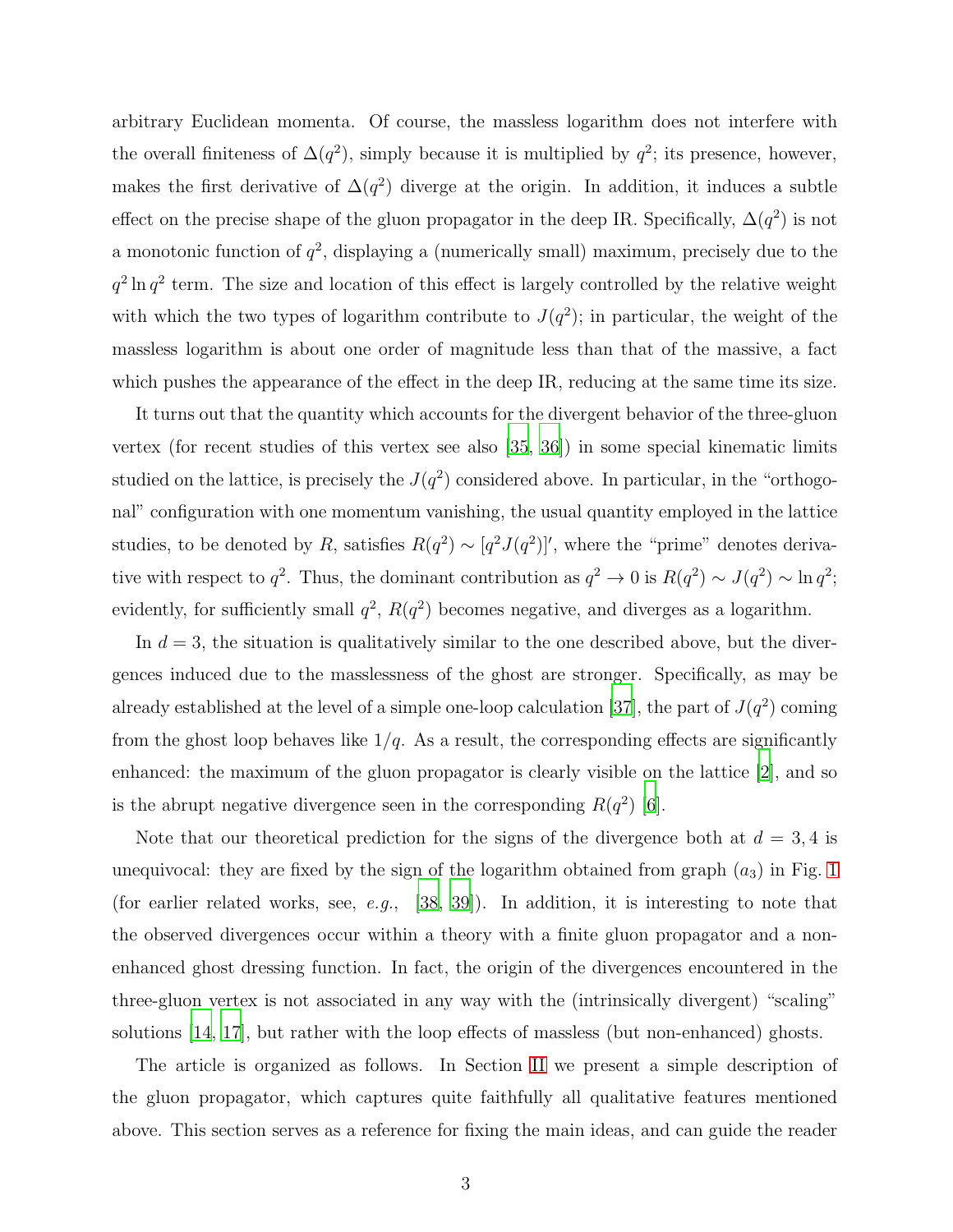arbitrary Euclidean momenta. Of course, the massless logarithm does not interfere with the overall finiteness of $\Delta(q^2)$, simply because it is multiplied by $q^2$; its presence, however, makes the first derivative of $\Delta(q^2)$ diverge at the origin. In addition, it induces a subtle effect on the precise shape of the gluon propagator in the deep IR. Specifically, $\Delta(q^2)$ is not a monotonic function of $q^2$, displaying a (numerically small) maximum, precisely due to the $q^2 \ln q^2$ term. The size and location of this effect is largely controlled by the relative weight with which the two types of logarithm contribute to $J(q^2)$; in particular, the weight of the massless logarithm is about one order of magnitude less than that of the massive, a fact which pushes the appearance of the effect in the deep IR, reducing at the same time its size.

It turns out that the quantity which accounts for the divergent behavior of the three-gluon vertex (for recent studies of this vertex see also [35, 36]) in some special kinematic limits studied on the lattice, is precisely the $J(q^2)$ considered above. In particular, in the "orthogonal" configuration with one momentum vanishing, the usual quantity employed in the lattice studies, to be denoted by $R$, satisfies $R(q^2) \sim [q^2 J(q^2)]'$, where the "prime" denotes derivative with respect to $q^2$. Thus, the dominant contribution as $q^2 \to 0$ is $R(q^2) \sim J(q^2) \sim \ln q^2$; evidently, for sufficiently small $q^2$, $R(q^2)$ becomes negative, and diverges as a logarithm.

In $d = 3$, the situation is qualitatively similar to the one described above, but the divergences induced due to the masslessness of the ghost are stronger. Specifically, as may be already established at the level of a simple one-loop calculation [37], the part of $J(q^2)$ coming from the ghost loop behaves like $1/q$. As a result, the corresponding effects are significantly enhanced: the maximum of the gluon propagator is clearly visible on the lattice [2], and so is the abrupt negative divergence seen in the corresponding $R(q^2)$ [6].

Note that our theoretical prediction for the signs of the divergence both at $d = 3, 4$ is unequivocal: they are fixed by the sign of the logarithm obtained from graph $(a_3)$ in Fig. 1 (for earlier related works, see, *e.g.*, [38, 39]). In addition, it is interesting to note that the observed divergences occur within a theory with a finite gluon propagator and a non-enhanced ghost dressing function. In fact, the origin of the divergences encountered in the three-gluon vertex is not associated in any way with the (intrinsically divergent) "scaling" solutions [14, 17], but rather with the loop effects of massless (but non-enhanced) ghosts.

The article is organized as follows. In Section II we present a simple description of the gluon propagator, which captures quite faithfully all qualitative features mentioned above. This section serves as a reference for fixing the main ideas, and can guide the reader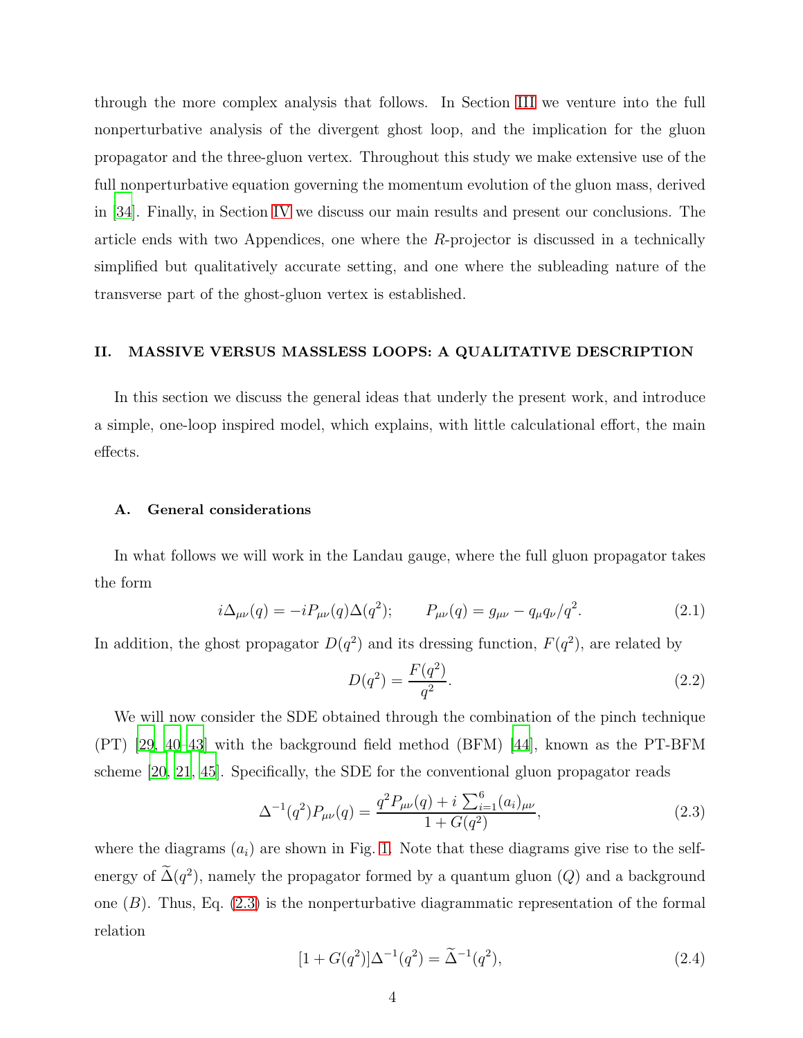through the more complex analysis that follows. In Section III we venture into the full nonperturbative analysis of the divergent ghost loop, and the implication for the gluon propagator and the three-gluon vertex. Throughout this study we make extensive use of the full nonperturbative equation governing the momentum evolution of the gluon mass, derived in [34]. Finally, in Section IV we discuss our main results and present our conclusions. The article ends with two Appendices, one where the $R$-projector is discussed in a technically simplified but qualitatively accurate setting, and one where the subleading nature of the transverse part of the ghost-gluon vertex is established.

## II. MASSIVE VERSUS MASSLESS LOOPS: A QUALITATIVE DESCRIPTION

In this section we discuss the general ideas that underly the present work, and introduce a simple, one-loop inspired model, which explains, with little calculational effort, the main effects.

### A. General considerations

In what follows we will work in the Landau gauge, where the full gluon propagator takes the form

$$i\Delta_{\mu\nu}(q) = -iP_{\mu\nu}(q)\Delta(q^2); \qquad P_{\mu\nu}(q) = g_{\mu\nu} - q_\mu q_\nu/q^2. \tag{2.1}$$

In addition, the ghost propagator $D(q^2)$ and its dressing function, $F(q^2)$, are related by

$$D(q^2) = \frac{F(q^2)}{q^2}. \tag{2.2}$$

We will now consider the SDE obtained through the combination of the pinch technique (PT) [29, 40–43] with the background field method (BFM) [44], known as the PT-BFM scheme [20, 21, 45]. Specifically, the SDE for the conventional gluon propagator reads

$$\Delta^{-1}(q^2)P_{\mu\nu}(q) = \frac{q^2 P_{\mu\nu}(q) + i\sum_{i=1}^{6}(a_i)_{\mu\nu}}{1 + G(q^2)}, \tag{2.3}$$

where the diagrams $(a_i)$ are shown in Fig. 1. Note that these diagrams give rise to the self-energy of $\widetilde{\Delta}(q^2)$, namely the propagator formed by a quantum gluon ($Q$) and a background one ($B$). Thus, Eq. (2.3) is the nonperturbative diagrammatic representation of the formal relation

$$[1 + G(q^2)]\Delta^{-1}(q^2) = \widetilde{\Delta}^{-1}(q^2), \tag{2.4}$$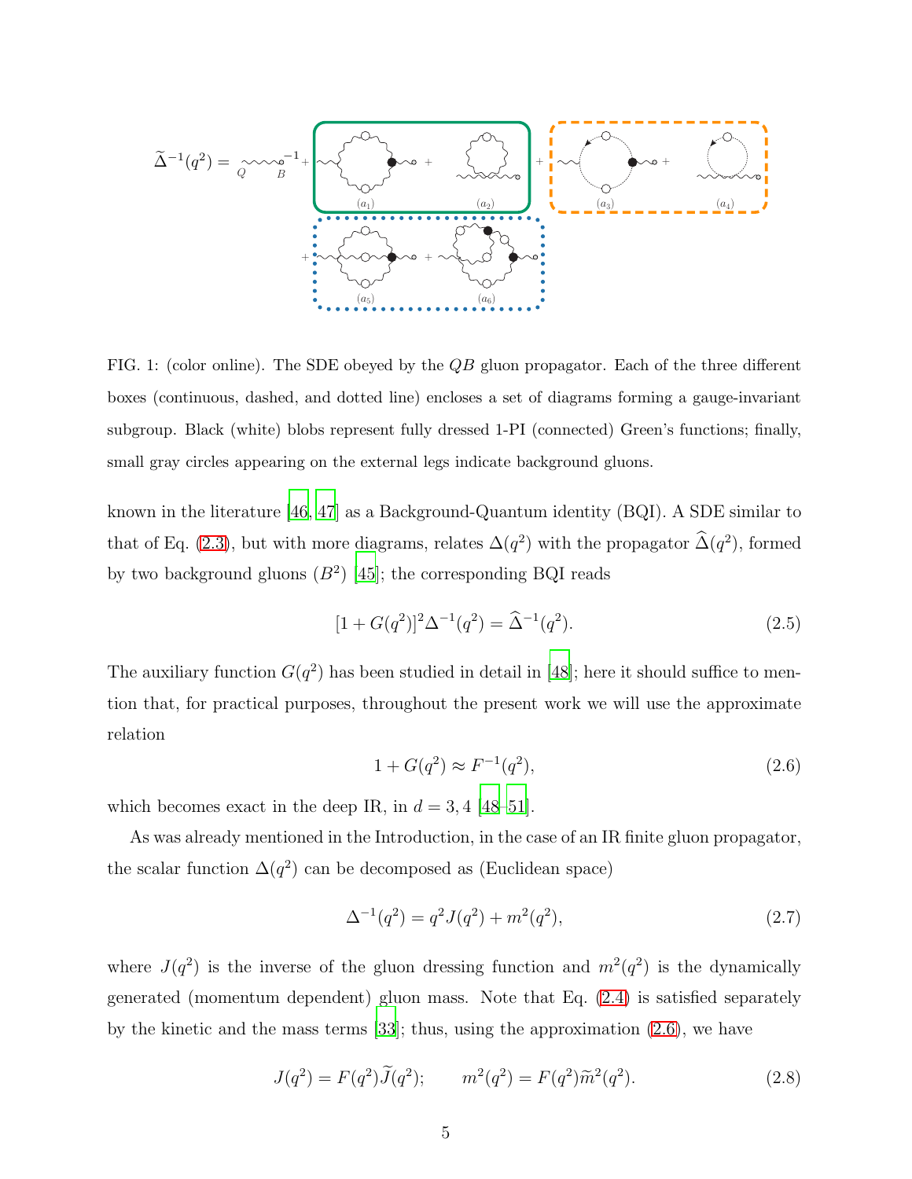$$\widetilde{\Delta}^{-1}(q^2) = \underset{Q}{\sim\sim}\underset{B}{\circ}^{-1} + (a_1) + (a_2) + (a_3) + (a_4) + (a_5) + (a_6)$$

FIG. 1: (color online). The SDE obeyed by the $QB$ gluon propagator. Each of the three different boxes (continuous, dashed, and dotted line) encloses a set of diagrams forming a gauge-invariant subgroup. Black (white) blobs represent fully dressed 1-PI (connected) Green's functions; finally, small gray circles appearing on the external legs indicate background gluons.

known in the literature [46, 47] as a Background-Quantum identity (BQI). A SDE similar to that of Eq. (2.3), but with more diagrams, relates $\Delta(q^2)$ with the propagator $\widehat{\Delta}(q^2)$, formed by two background gluons ($B^2$) [45]; the corresponding BQI reads

$$[1 + G(q^2)]^2 \Delta^{-1}(q^2) = \widehat{\Delta}^{-1}(q^2). \tag{2.5}$$

The auxiliary function $G(q^2)$ has been studied in detail in [48]; here it should suffice to mention that, for practical purposes, throughout the present work we will use the approximate relation

$$1 + G(q^2) \approx F^{-1}(q^2), \tag{2.6}$$

which becomes exact in the deep IR, in $d = 3, 4$ [48–51].

As was already mentioned in the Introduction, in the case of an IR finite gluon propagator, the scalar function $\Delta(q^2)$ can be decomposed as (Euclidean space)

$$\Delta^{-1}(q^2) = q^2 J(q^2) + m^2(q^2), \tag{2.7}$$

where $J(q^2)$ is the inverse of the gluon dressing function and $m^2(q^2)$ is the dynamically generated (momentum dependent) gluon mass. Note that Eq. (2.4) is satisfied separately by the kinetic and the mass terms [33]; thus, using the approximation (2.6), we have

$$J(q^2) = F(q^2)\widetilde{J}(q^2); \qquad m^2(q^2) = F(q^2)\widetilde{m}^2(q^2). \tag{2.8}$$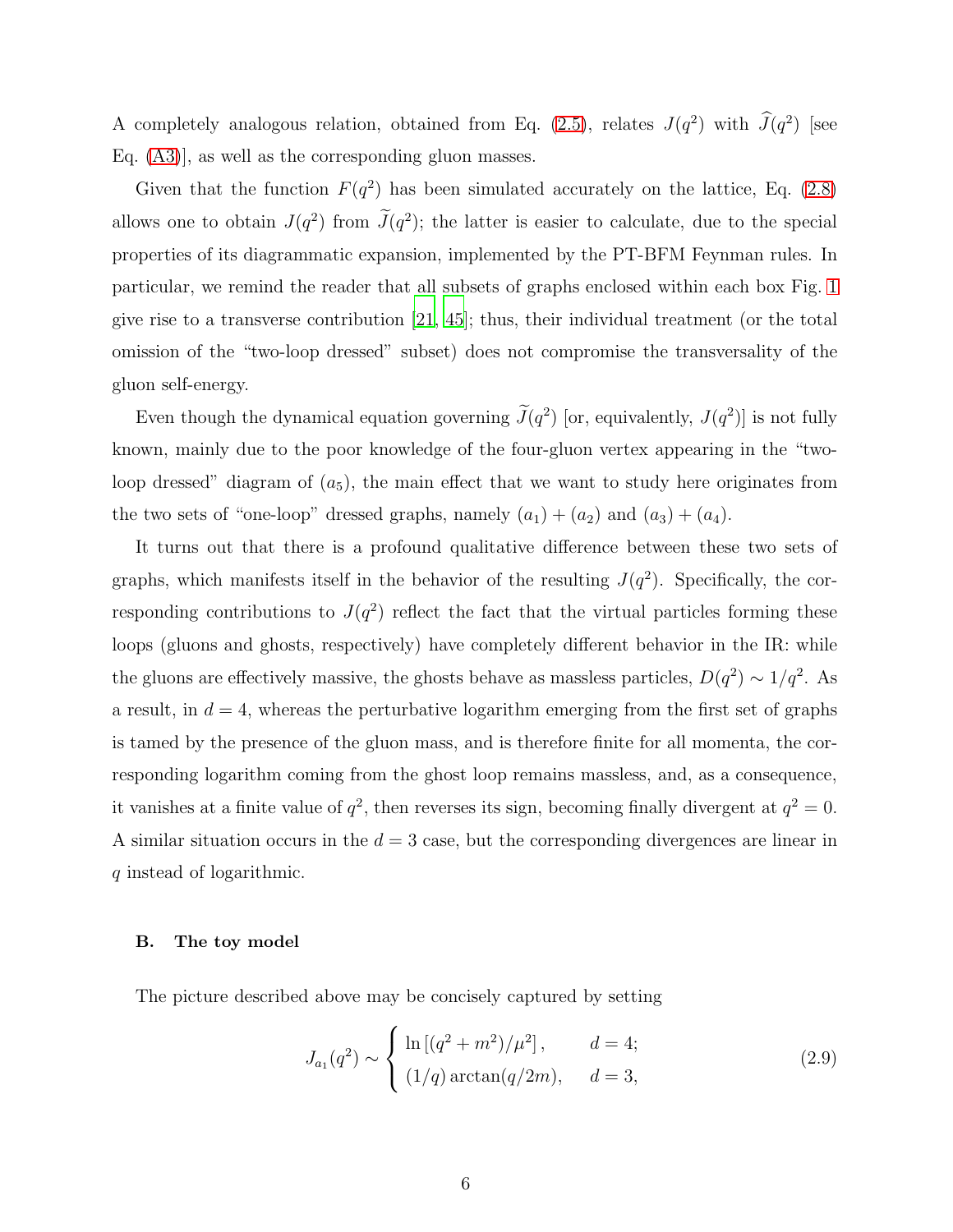A completely analogous relation, obtained from Eq. (2.5), relates $J(q^2)$ with $\widehat{J}(q^2)$ [see Eq. (A3)], as well as the corresponding gluon masses.

Given that the function $F(q^2)$ has been simulated accurately on the lattice, Eq. (2.8) allows one to obtain $J(q^2)$ from $\widetilde{J}(q^2)$; the latter is easier to calculate, due to the special properties of its diagrammatic expansion, implemented by the PT-BFM Feynman rules. In particular, we remind the reader that all subsets of graphs enclosed within each box Fig. 1 give rise to a transverse contribution [21, 45]; thus, their individual treatment (or the total omission of the "two-loop dressed" subset) does not compromise the transversality of the gluon self-energy.

Even though the dynamical equation governing $\widetilde{J}(q^2)$ [or, equivalently, $J(q^2)$] is not fully known, mainly due to the poor knowledge of the four-gluon vertex appearing in the "two-loop dressed" diagram of $(a_5)$, the main effect that we want to study here originates from the two sets of "one-loop" dressed graphs, namely $(a_1) + (a_2)$ and $(a_3) + (a_4)$.

It turns out that there is a profound qualitative difference between these two sets of graphs, which manifests itself in the behavior of the resulting $J(q^2)$. Specifically, the corresponding contributions to $J(q^2)$ reflect the fact that the virtual particles forming these loops (gluons and ghosts, respectively) have completely different behavior in the IR: while the gluons are effectively massive, the ghosts behave as massless particles, $D(q^2) \sim 1/q^2$. As a result, in $d = 4$, whereas the perturbative logarithm emerging from the first set of graphs is tamed by the presence of the gluon mass, and is therefore finite for all momenta, the corresponding logarithm coming from the ghost loop remains massless, and, as a consequence, it vanishes at a finite value of $q^2$, then reverses its sign, becoming finally divergent at $q^2 = 0$. A similar situation occurs in the $d = 3$ case, but the corresponding divergences are linear in $q$ instead of logarithmic.

### B. The toy model

The picture described above may be concisely captured by setting

$$J_{a_1}(q^2) \sim \begin{cases} \ln\left[(q^2 + m^2)/\mu^2\right], & d = 4; \\ (1/q)\arctan(q/2m), & d = 3, \end{cases} \tag{2.9}$$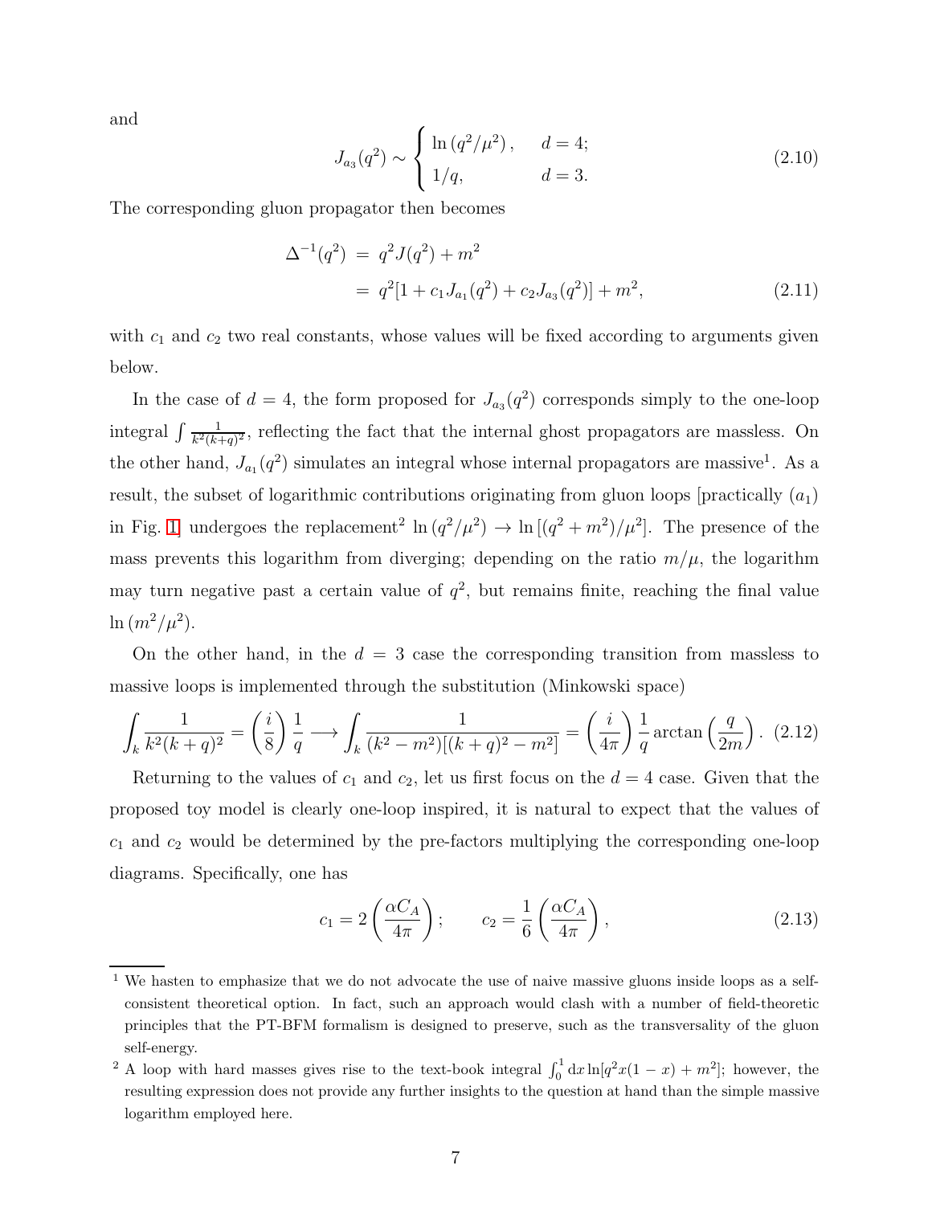and

$$
J_{a_3}(q^2) \sim \begin{cases} \ln(q^2/\mu^2), & d = 4; \\ 1/q, & d = 3. \end{cases} \tag{2.10}
$$

The corresponding gluon propagator then becomes

$$
\begin{aligned}
\Delta^{-1}(q^2) &= q^2 J(q^2) + m^2 \\
&= q^2[1 + c_1 J_{a_1}(q^2) + c_2 J_{a_3}(q^2)] + m^2,
\end{aligned} \tag{2.11}
$$

with $c_1$ and $c_2$ two real constants, whose values will be fixed according to arguments given below.

In the case of $d = 4$, the form proposed for $J_{a_3}(q^2)$ corresponds simply to the one-loop integral $\int \frac{1}{k^2(k+q)^2}$, reflecting the fact that the internal ghost propagators are massless. On the other hand, $J_{a_1}(q^2)$ simulates an integral whose internal propagators are massive[1]. As a result, the subset of logarithmic contributions originating from gluon loops [practically $(a_1)$ in Fig. 1] undergoes the replacement[2] $\ln(q^2/\mu^2) \to \ln[(q^2 + m^2)/\mu^2]$. The presence of the mass prevents this logarithm from diverging; depending on the ratio $m/\mu$, the logarithm may turn negative past a certain value of $q^2$, but remains finite, reaching the final value $\ln(m^2/\mu^2)$.

On the other hand, in the $d = 3$ case the corresponding transition from massless to massive loops is implemented through the substitution (Minkowski space)

$$
\int_k \frac{1}{k^2(k+q)^2} = \left(\frac{i}{8}\right)\frac{1}{q} \longrightarrow \int_k \frac{1}{(k^2 - m^2)[(k+q)^2 - m^2]} = \left(\frac{i}{4\pi}\right)\frac{1}{q}\arctan\left(\frac{q}{2m}\right). \tag{2.12}
$$

Returning to the values of $c_1$ and $c_2$, let us first focus on the $d = 4$ case. Given that the proposed toy model is clearly one-loop inspired, it is natural to expect that the values of $c_1$ and $c_2$ would be determined by the pre-factors multiplying the corresponding one-loop diagrams. Specifically, one has

$$
c_1 = 2\left(\frac{\alpha C_A}{4\pi}\right); \qquad c_2 = \frac{1}{6}\left(\frac{\alpha C_A}{4\pi}\right), \tag{2.13}
$$

[1] We hasten to emphasize that we do not advocate the use of naive massive gluons inside loops as a self-consistent theoretical option. In fact, such an approach would clash with a number of field-theoretic principles that the PT-BFM formalism is designed to preserve, such as the transversality of the gluon self-energy.

[2] A loop with hard masses gives rise to the text-book integral $\int_0^1 \mathrm{d}x \ln[q^2 x(1-x) + m^2]$; however, the resulting expression does not provide any further insights to the question at hand than the simple massive logarithm employed here.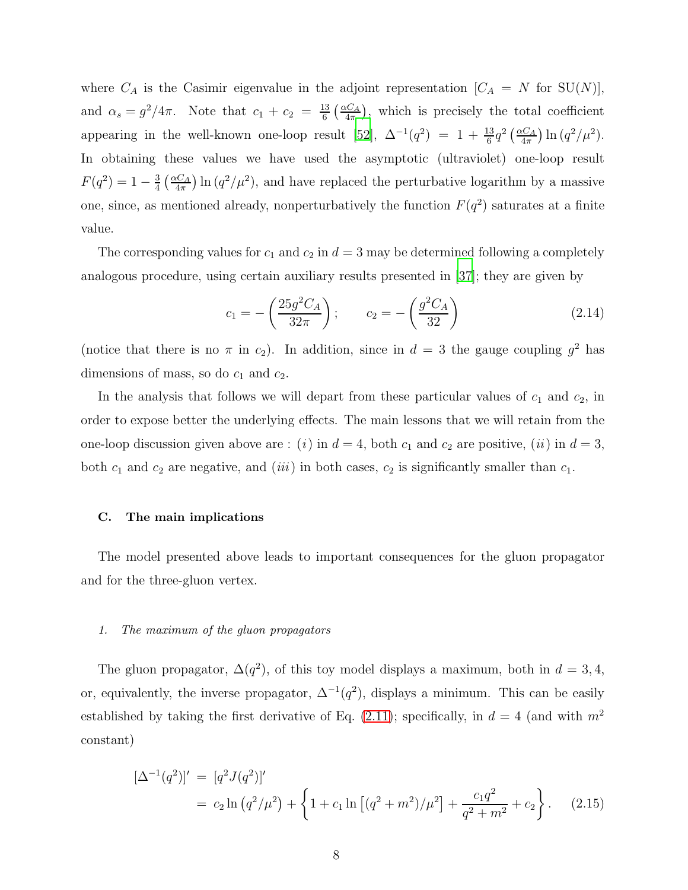where $C_A$ is the Casimir eigenvalue in the adjoint representation [$C_A = N$ for SU($N$)], and $\alpha_s = g^2/4\pi$. Note that $c_1 + c_2 = \frac{13}{6}\left(\frac{\alpha C_A}{4\pi}\right)$, which is precisely the total coefficient appearing in the well-known one-loop result [52], $\Delta^{-1}(q^2) = 1 + \frac{13}{6}q^2\left(\frac{\alpha C_A}{4\pi}\right)\ln(q^2/\mu^2)$. In obtaining these values we have used the asymptotic (ultraviolet) one-loop result $F(q^2) = 1 - \frac{3}{4}\left(\frac{\alpha C_A}{4\pi}\right)\ln(q^2/\mu^2)$, and have replaced the perturbative logarithm by a massive one, since, as mentioned already, nonperturbatively the function $F(q^2)$ saturates at a finite value.

The corresponding values for $c_1$ and $c_2$ in $d = 3$ may be determined following a completely analogous procedure, using certain auxiliary results presented in [37]; they are given by

$$c_1 = -\left(\frac{25g^2 C_A}{32\pi}\right); \qquad c_2 = -\left(\frac{g^2 C_A}{32}\right) \tag{2.14}$$

(notice that there is no $\pi$ in $c_2$). In addition, since in $d = 3$ the gauge coupling $g^2$ has dimensions of mass, so do $c_1$ and $c_2$.

In the analysis that follows we will depart from these particular values of $c_1$ and $c_2$, in order to expose better the underlying effects. The main lessons that we will retain from the one-loop discussion given above are : ($i$) in $d = 4$, both $c_1$ and $c_2$ are positive, ($ii$) in $d = 3$, both $c_1$ and $c_2$ are negative, and ($iii$) in both cases, $c_2$ is significantly smaller than $c_1$.

### C. The main implications

The model presented above leads to important consequences for the gluon propagator and for the three-gluon vertex.

#### 1. The maximum of the gluon propagators

The gluon propagator, $\Delta(q^2)$, of this toy model displays a maximum, both in $d = 3, 4$, or, equivalently, the inverse propagator, $\Delta^{-1}(q^2)$, displays a minimum. This can be easily established by taking the first derivative of Eq. (2.11); specifically, in $d = 4$ (and with $m^2$ constant)

$$\begin{aligned}
[\Delta^{-1}(q^2)]' &= [q^2 J(q^2)]' \\
&= c_2 \ln\left(q^2/\mu^2\right) + \left\{1 + c_1 \ln\left[(q^2 + m^2)/\mu^2\right] + \frac{c_1 q^2}{q^2 + m^2} + c_2\right\}.
\end{aligned} \tag{2.15}$$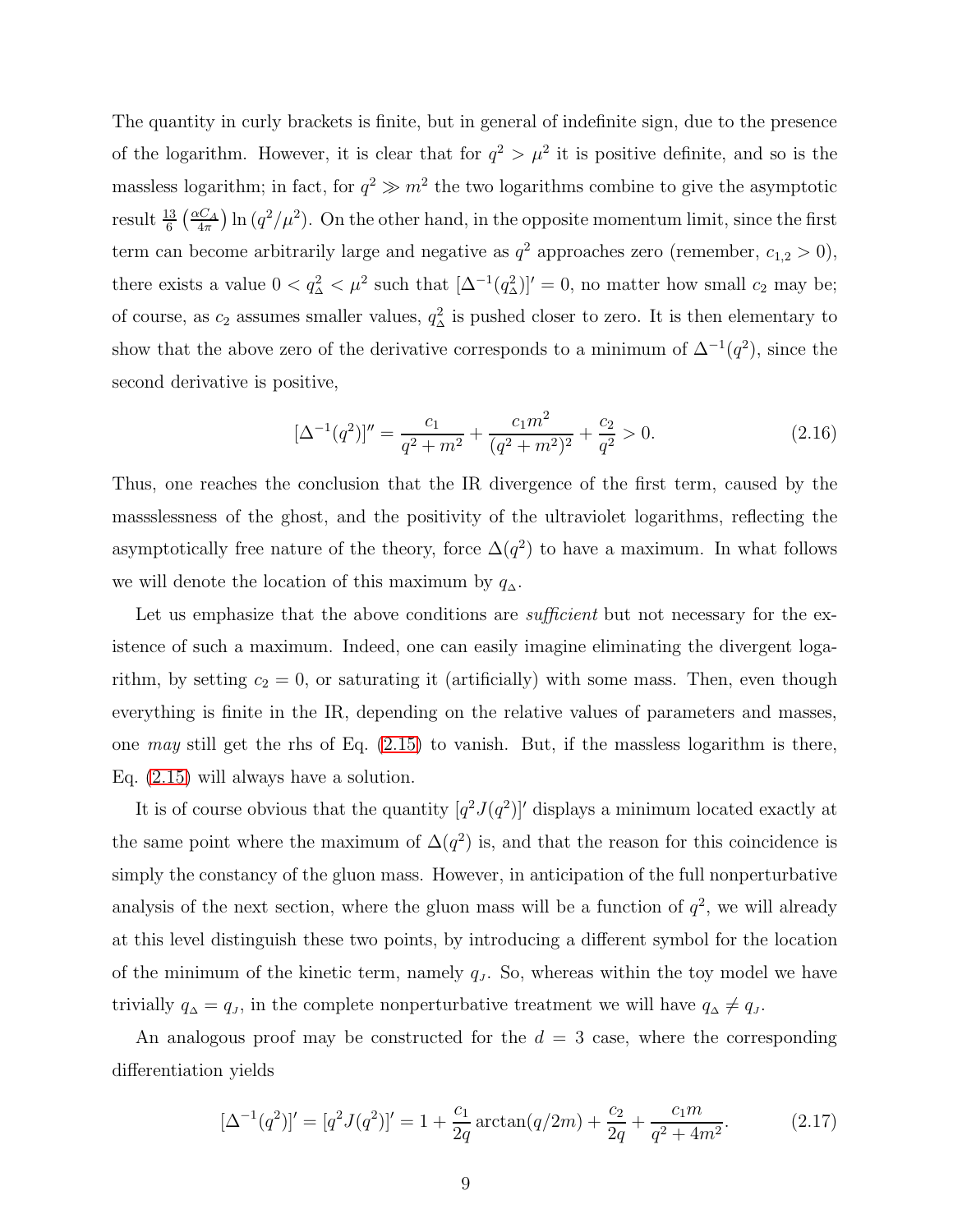The quantity in curly brackets is finite, but in general of indefinite sign, due to the presence of the logarithm. However, it is clear that for $q^2 > \mu^2$ it is positive definite, and so is the massless logarithm; in fact, for $q^2 \gg m^2$ the two logarithms combine to give the asymptotic result $\frac{13}{6}\left(\frac{\alpha C_A}{4\pi}\right)\ln(q^2/\mu^2)$. On the other hand, in the opposite momentum limit, since the first term can become arbitrarily large and negative as $q^2$ approaches zero (remember, $c_{1,2} > 0$), there exists a value $0 < q^2_{\Delta} < \mu^2$ such that $[\Delta^{-1}(q^2_{\Delta})]' = 0$, no matter how small $c_2$ may be; of course, as $c_2$ assumes smaller values, $q^2_{\Delta}$ is pushed closer to zero. It is then elementary to show that the above zero of the derivative corresponds to a minimum of $\Delta^{-1}(q^2)$, since the second derivative is positive,

$$[\Delta^{-1}(q^2)]'' = \frac{c_1}{q^2 + m^2} + \frac{c_1 m^2}{(q^2 + m^2)^2} + \frac{c_2}{q^2} > 0. \tag{2.16}$$

Thus, one reaches the conclusion that the IR divergence of the first term, caused by the massslessness of the ghost, and the positivity of the ultraviolet logarithms, reflecting the asymptotically free nature of the theory, force $\Delta(q^2)$ to have a maximum. In what follows we will denote the location of this maximum by $q_{\Delta}$.

Let us emphasize that the above conditions are *sufficient* but not necessary for the existence of such a maximum. Indeed, one can easily imagine eliminating the divergent logarithm, by setting $c_2 = 0$, or saturating it (artificially) with some mass. Then, even though everything is finite in the IR, depending on the relative values of parameters and masses, one *may* still get the rhs of Eq. (2.15) to vanish. But, if the massless logarithm is there, Eq. (2.15) will always have a solution.

It is of course obvious that the quantity $[q^2 J(q^2)]'$ displays a minimum located exactly at the same point where the maximum of $\Delta(q^2)$ is, and that the reason for this coincidence is simply the constancy of the gluon mass. However, in anticipation of the full nonperturbative analysis of the next section, where the gluon mass will be a function of $q^2$, we will already at this level distinguish these two points, by introducing a different symbol for the location of the minimum of the kinetic term, namely $q_{J}$. So, whereas within the toy model we have trivially $q_{\Delta} = q_{J}$, in the complete nonperturbative treatment we will have $q_{\Delta} \neq q_{J}$.

An analogous proof may be constructed for the $d = 3$ case, where the corresponding differentiation yields

$$[\Delta^{-1}(q^2)]' = [q^2 J(q^2)]' = 1 + \frac{c_1}{2q}\arctan(q/2m) + \frac{c_2}{2q} + \frac{c_1 m}{q^2 + 4m^2}. \tag{2.17}$$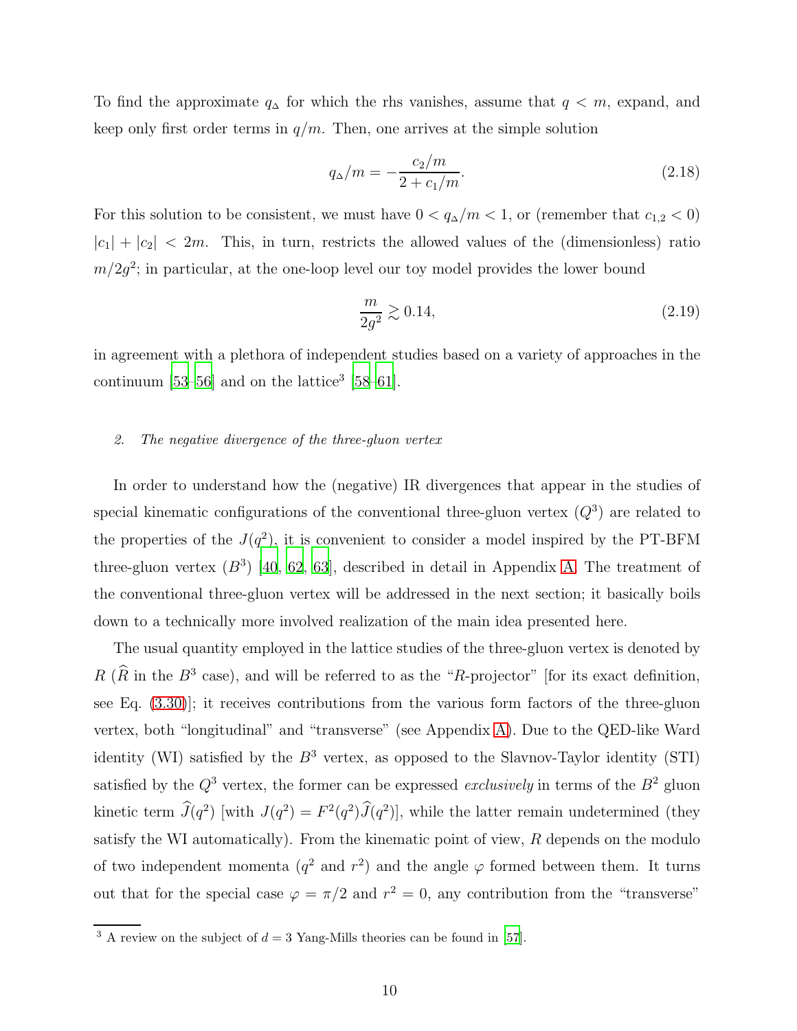To find the approximate $q_\Delta$ for which the rhs vanishes, assume that $q < m$, expand, and keep only first order terms in $q/m$. Then, one arrives at the simple solution

$$q_\Delta/m = -\frac{c_2/m}{2 + c_1/m}. \tag{2.18}$$

For this solution to be consistent, we must have $0 < q_\Delta/m < 1$, or (remember that $c_{1,2} < 0$) $|c_1| + |c_2| < 2m$. This, in turn, restricts the allowed values of the (dimensionless) ratio $m/2g^2$; in particular, at the one-loop level our toy model provides the lower bound

$$\frac{m}{2g^2} \gtrsim 0.14, \tag{2.19}$$

in agreement with a plethora of independent studies based on a variety of approaches in the continuum [53–56] and on the lattice[3] [58–61].

### 2. *The negative divergence of the three-gluon vertex*

In order to understand how the (negative) IR divergences that appear in the studies of special kinematic configurations of the conventional three-gluon vertex ($Q^3$) are related to the properties of the $J(q^2)$, it is convenient to consider a model inspired by the PT-BFM three-gluon vertex ($B^3$) [40, 62, 63], described in detail in Appendix A. The treatment of the conventional three-gluon vertex will be addressed in the next section; it basically boils down to a technically more involved realization of the main idea presented here.

The usual quantity employed in the lattice studies of the three-gluon vertex is denoted by $R$ ($\widehat{R}$ in the $B^3$ case), and will be referred to as the "$R$-projector" [for its exact definition, see Eq. (3.30)]; it receives contributions from the various form factors of the three-gluon vertex, both "longitudinal" and "transverse" (see Appendix A). Due to the QED-like Ward identity (WI) satisfied by the $B^3$ vertex, as opposed to the Slavnov-Taylor identity (STI) satisfied by the $Q^3$ vertex, the former can be expressed *exclusively* in terms of the $B^2$ gluon kinetic term $\widehat{J}(q^2)$ [with $J(q^2) = F^2(q^2)\widehat{J}(q^2)$], while the latter remain undetermined (they satisfy the WI automatically). From the kinematic point of view, $R$ depends on the modulo of two independent momenta ($q^2$ and $r^2$) and the angle $\varphi$ formed between them. It turns out that for the special case $\varphi = \pi/2$ and $r^2 = 0$, any contribution from the "transverse"

[3] A review on the subject of $d = 3$ Yang-Mills theories can be found in [57].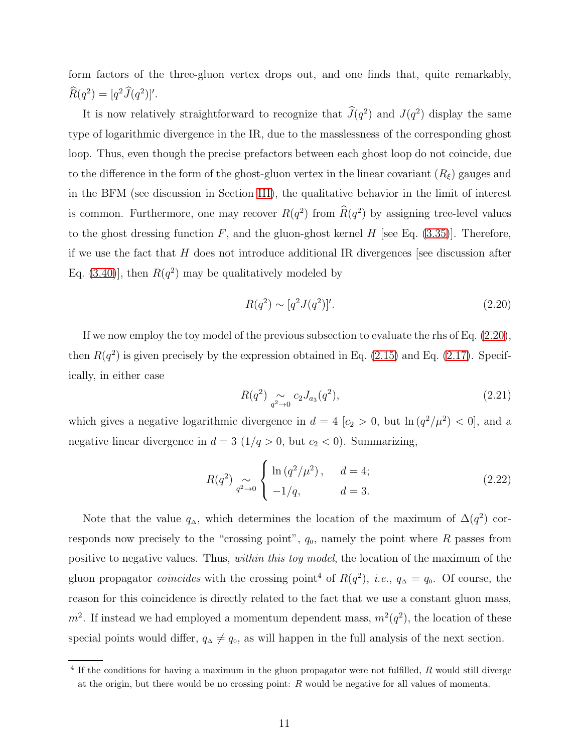form factors of the three-gluon vertex drops out, and one finds that, quite remarkably, $\widehat{R}(q^2) = [q^2 \widehat{J}(q^2)]'$.

It is now relatively straightforward to recognize that $\widehat{J}(q^2)$ and $J(q^2)$ display the same type of logarithmic divergence in the IR, due to the masslessness of the corresponding ghost loop. Thus, even though the precise prefactors between each ghost loop do not coincide, due to the difference in the form of the ghost-gluon vertex in the linear covariant ($R_\xi$) gauges and in the BFM (see discussion in Section III), the qualitative behavior in the limit of interest is common. Furthermore, one may recover $R(q^2)$ from $\widehat{R}(q^2)$ by assigning tree-level values to the ghost dressing function $F$, and the gluon-ghost kernel $H$ [see Eq. (3.35)]. Therefore, if we use the fact that $H$ does not introduce additional IR divergences [see discussion after Eq. (3.40)], then $R(q^2)$ may be qualitatively modeled by

$$
R(q^2) \sim [q^2 J(q^2)]'. \tag{2.20}
$$

If we now employ the toy model of the previous subsection to evaluate the rhs of Eq. (2.20), then $R(q^2)$ is given precisely by the expression obtained in Eq. (2.15) and Eq. (2.17). Specifically, in either case

$$
R(q^2) \underset{q^2 \to 0}{\sim} c_2 J_{a_3}(q^2), \tag{2.21}
$$

which gives a negative logarithmic divergence in $d=4$ [$c_2 > 0$, but $\ln(q^2/\mu^2) < 0$], and a negative linear divergence in $d=3$ ($1/q > 0$, but $c_2 < 0$). Summarizing,

$$
R(q^2) \underset{q^2 \to 0}{\sim} \begin{cases} \ln(q^2/\mu^2)\,, & d=4; \\ -1/q, & d=3. \end{cases} \tag{2.22}
$$

Note that the value $q_{\Delta}$, which determines the location of the maximum of $\Delta(q^2)$ corresponds now precisely to the "crossing point", $q_0$, namely the point where $R$ passes from positive to negative values. Thus, *within this toy model*, the location of the maximum of the gluon propagator *coincides* with the crossing point[4] of $R(q^2)$, *i.e.*, $q_{\Delta} = q_0$. Of course, the reason for this coincidence is directly related to the fact that we use a constant gluon mass, $m^2$. If instead we had employed a momentum dependent mass, $m^2(q^2)$, the location of these special points would differ, $q_{\Delta} \neq q_0$, as will happen in the full analysis of the next section.

[4] If the conditions for having a maximum in the gluon propagator were not fulfilled, $R$ would still diverge at the origin, but there would be no crossing point: $R$ would be negative for all values of momenta.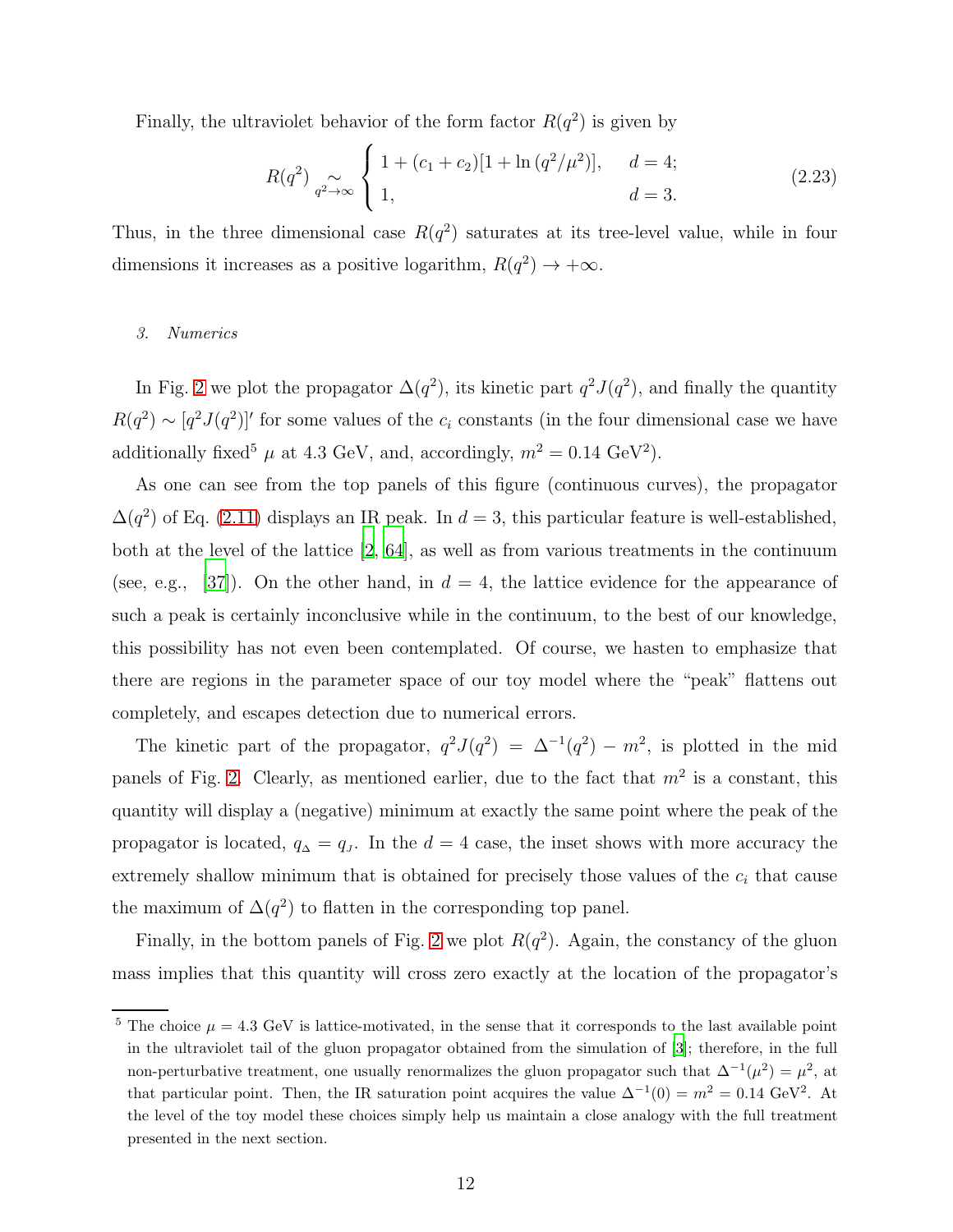Finally, the ultraviolet behavior of the form factor $R(q^2)$ is given by

$$
R(q^2) \underset{q^2\to\infty}{\sim} \begin{cases} 1 + (c_1 + c_2)[1 + \ln(q^2/\mu^2)], & d = 4; \\ 1, & d = 3. \end{cases} \tag{2.23}
$$

Thus, in the three dimensional case $R(q^2)$ saturates at its tree-level value, while in four dimensions it increases as a positive logarithm, $R(q^2) \to +\infty$.

### 3. *Numerics*

In Fig. 2 we plot the propagator $\Delta(q^2)$, its kinetic part $q^2 J(q^2)$, and finally the quantity $R(q^2) \sim [q^2 J(q^2)]'$ for some values of the $c_i$ constants (in the four dimensional case we have additionally fixed[5] $\mu$ at 4.3 GeV, and, accordingly, $m^2 = 0.14$ GeV$^2$).

As one can see from the top panels of this figure (continuous curves), the propagator $\Delta(q^2)$ of Eq. (2.11) displays an IR peak. In $d = 3$, this particular feature is well-established, both at the level of the lattice [2, 64], as well as from various treatments in the continuum (see, e.g., [37]). On the other hand, in $d = 4$, the lattice evidence for the appearance of such a peak is certainly inconclusive while in the continuum, to the best of our knowledge, this possibility has not even been contemplated. Of course, we hasten to emphasize that there are regions in the parameter space of our toy model where the "peak" flattens out completely, and escapes detection due to numerical errors.

The kinetic part of the propagator, $q^2 J(q^2) = \Delta^{-1}(q^2) - m^2$, is plotted in the mid panels of Fig. 2. Clearly, as mentioned earlier, due to the fact that $m^2$ is a constant, this quantity will display a (negative) minimum at exactly the same point where the peak of the propagator is located, $q_{\scriptscriptstyle \Delta} = q_{\scriptscriptstyle J}$. In the $d = 4$ case, the inset shows with more accuracy the extremely shallow minimum that is obtained for precisely those values of the $c_i$ that cause the maximum of $\Delta(q^2)$ to flatten in the corresponding top panel.

Finally, in the bottom panels of Fig. 2 we plot $R(q^2)$. Again, the constancy of the gluon mass implies that this quantity will cross zero exactly at the location of the propagator's

---

[5] The choice $\mu = 4.3$ GeV is lattice-motivated, in the sense that it corresponds to the last available point in the ultraviolet tail of the gluon propagator obtained from the simulation of [3]; therefore, in the full non-perturbative treatment, one usually renormalizes the gluon propagator such that $\Delta^{-1}(\mu^2) = \mu^2$, at that particular point. Then, the IR saturation point acquires the value $\Delta^{-1}(0) = m^2 = 0.14$ GeV$^2$. At the level of the toy model these choices simply help us maintain a close analogy with the full treatment presented in the next section.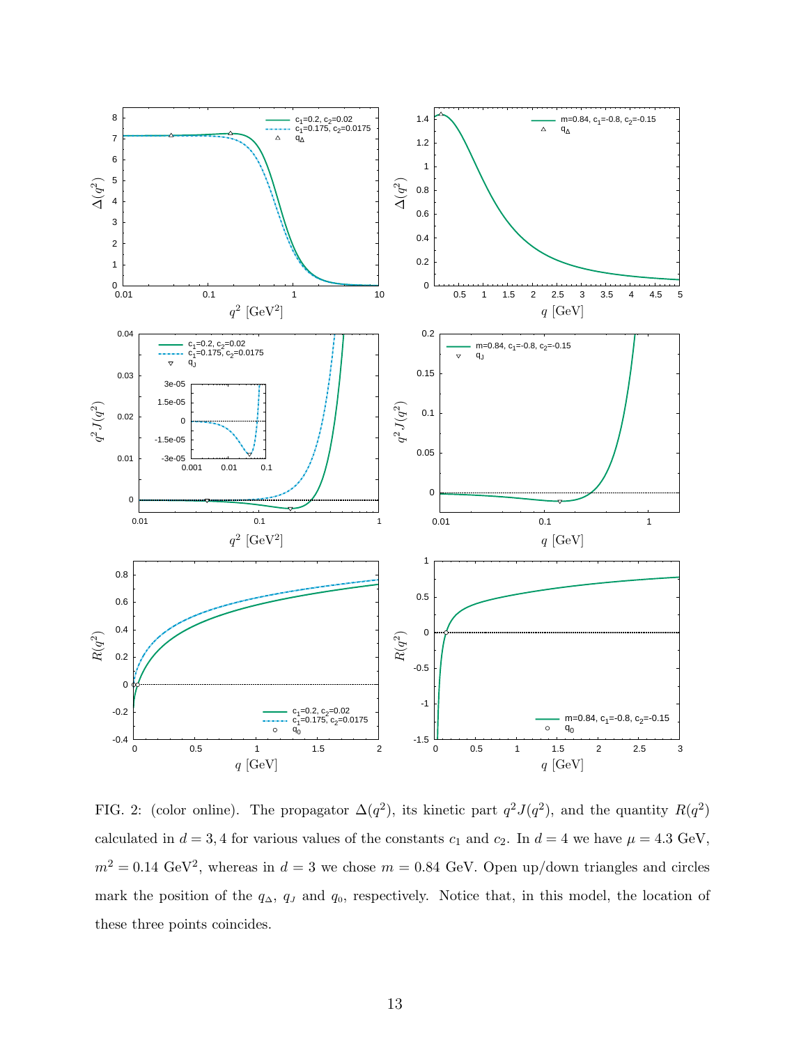FIG. 2: (color online). The propagator $\Delta(q^2)$, its kinetic part $q^2 J(q^2)$, and the quantity $R(q^2)$ calculated in $d = 3, 4$ for various values of the constants $c_1$ and $c_2$. In $d = 4$ we have $\mu = 4.3$ GeV, $m^2 = 0.14$ GeV$^2$, whereas in $d = 3$ we chose $m = 0.84$ GeV. Open up/down triangles and circles mark the position of the $q_\Delta$, $q_J$ and $q_0$, respectively. Notice that, in this model, the location of these three points coincides.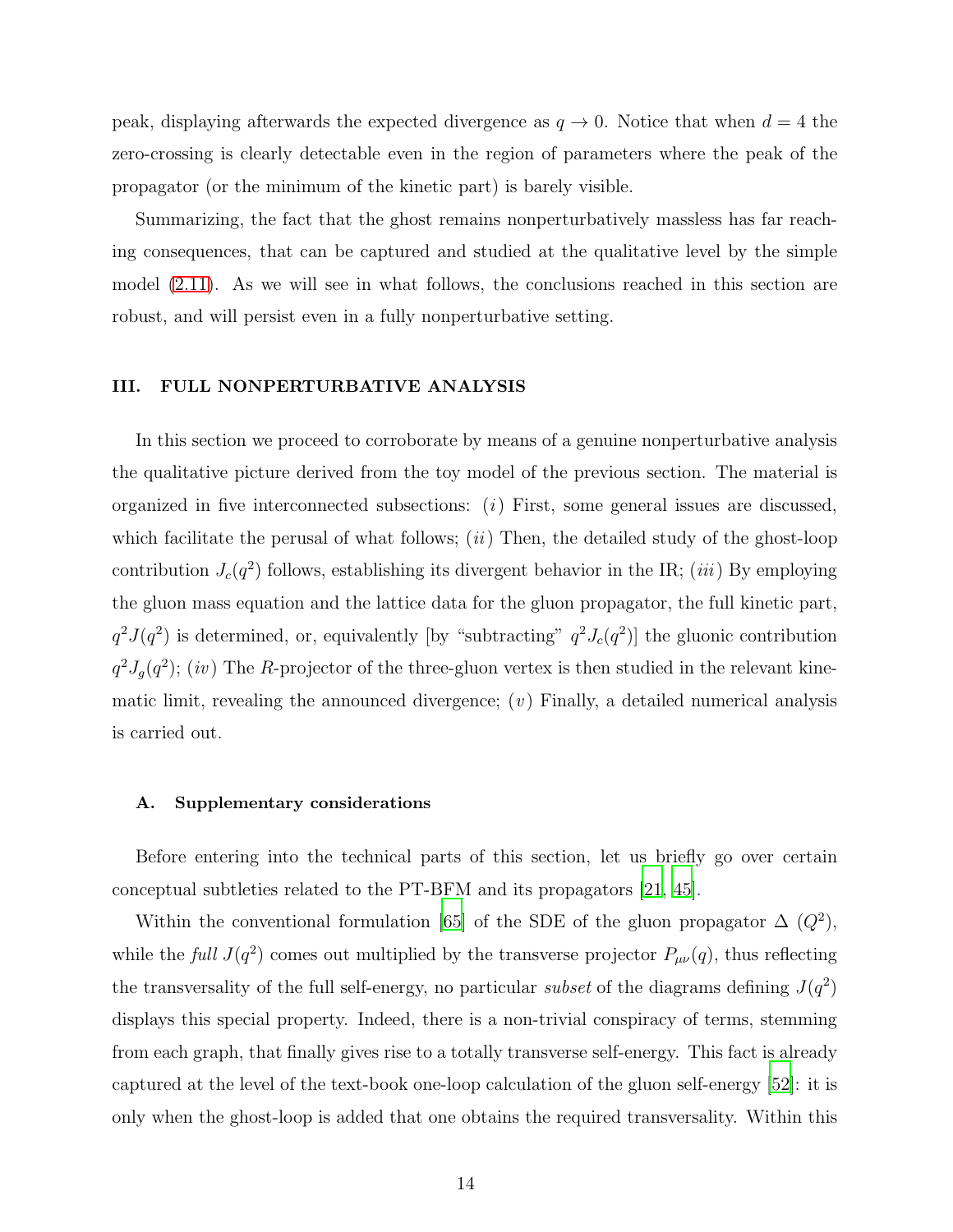peak, displaying afterwards the expected divergence as $q \to 0$. Notice that when $d = 4$ the zero-crossing is clearly detectable even in the region of parameters where the peak of the propagator (or the minimum of the kinetic part) is barely visible.

Summarizing, the fact that the ghost remains nonperturbatively massless has far reaching consequences, that can be captured and studied at the qualitative level by the simple model (2.11). As we will see in what follows, the conclusions reached in this section are robust, and will persist even in a fully nonperturbative setting.

## III. FULL NONPERTURBATIVE ANALYSIS

In this section we proceed to corroborate by means of a genuine nonperturbative analysis the qualitative picture derived from the toy model of the previous section. The material is organized in five interconnected subsections: (*i*) First, some general issues are discussed, which facilitate the perusal of what follows; (*ii*) Then, the detailed study of the ghost-loop contribution $J_c(q^2)$ follows, establishing its divergent behavior in the IR; (*iii*) By employing the gluon mass equation and the lattice data for the gluon propagator, the full kinetic part, $q^2 J(q^2)$ is determined, or, equivalently [by "subtracting" $q^2 J_c(q^2)$] the gluonic contribution $q^2 J_g(q^2)$; (*iv*) The $R$-projector of the three-gluon vertex is then studied in the relevant kinematic limit, revealing the announced divergence; (*v*) Finally, a detailed numerical analysis is carried out.

### A. Supplementary considerations

Before entering into the technical parts of this section, let us briefly go over certain conceptual subtleties related to the PT-BFM and its propagators [21, 45].

Within the conventional formulation [65] of the SDE of the gluon propagator $\Delta\,(Q^2)$, while the *full* $J(q^2)$ comes out multiplied by the transverse projector $P_{\mu\nu}(q)$, thus reflecting the transversality of the full self-energy, no particular *subset* of the diagrams defining $J(q^2)$ displays this special property. Indeed, there is a non-trivial conspiracy of terms, stemming from each graph, that finally gives rise to a totally transverse self-energy. This fact is already captured at the level of the text-book one-loop calculation of the gluon self-energy [52]: it is only when the ghost-loop is added that one obtains the required transversality. Within this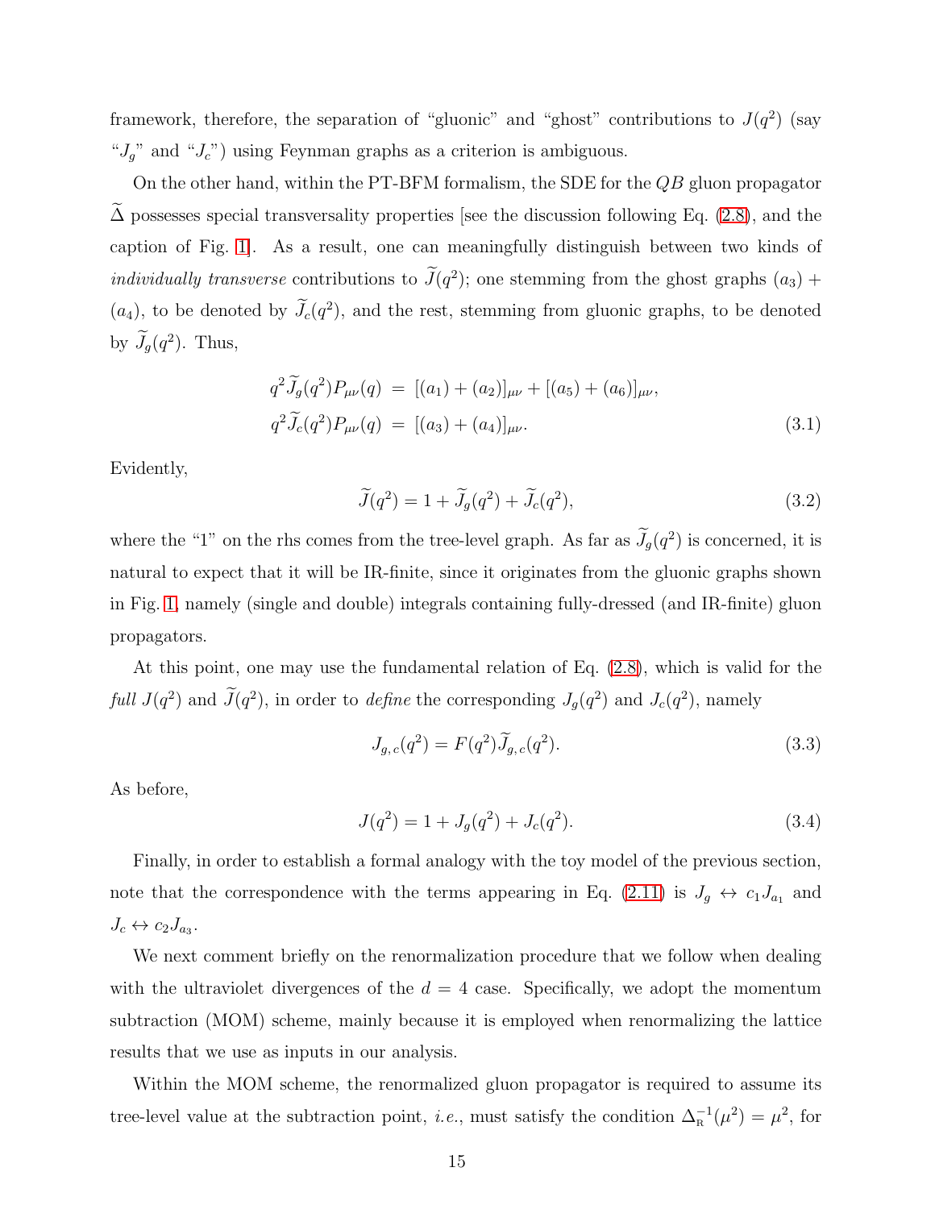framework, therefore, the separation of "gluonic" and "ghost" contributions to $J(q^2)$ (say "$J_g$" and "$J_c$") using Feynman graphs as a criterion is ambiguous.

On the other hand, within the PT-BFM formalism, the SDE for the $QB$ gluon propagator $\widetilde{\Delta}$ possesses special transversality properties [see the discussion following Eq. (2.8), and the caption of Fig. 1]. As a result, one can meaningfully distinguish between two kinds of *individually transverse* contributions to $\widetilde{J}(q^2)$; one stemming from the ghost graphs $(a_3)$ + $(a_4)$, to be denoted by $\widetilde{J}_c(q^2)$, and the rest, stemming from gluonic graphs, to be denoted by $\widetilde{J}_g(q^2)$. Thus,

$$
\begin{aligned}
q^2\widetilde{J}_g(q^2)P_{\mu\nu}(q) &= [(a_1)+(a_2)]_{\mu\nu} + [(a_5)+(a_6)]_{\mu\nu}, \\
q^2\widetilde{J}_c(q^2)P_{\mu\nu}(q) &= [(a_3)+(a_4)]_{\mu\nu}.
\end{aligned} \tag{3.1}
$$

Evidently,

$$
\widetilde{J}(q^2) = 1 + \widetilde{J}_g(q^2) + \widetilde{J}_c(q^2), \tag{3.2}
$$

where the "1" on the rhs comes from the tree-level graph. As far as $\widetilde{J}_g(q^2)$ is concerned, it is natural to expect that it will be IR-finite, since it originates from the gluonic graphs shown in Fig. 1, namely (single and double) integrals containing fully-dressed (and IR-finite) gluon propagators.

At this point, one may use the fundamental relation of Eq. (2.8), which is valid for the *full* $J(q^2)$ and $\widetilde{J}(q^2)$, in order to *define* the corresponding $J_g(q^2)$ and $J_c(q^2)$, namely

$$
J_{g,c}(q^2) = F(q^2)\widetilde{J}_{g,c}(q^2). \tag{3.3}
$$

As before,

$$
J(q^2) = 1 + J_g(q^2) + J_c(q^2). \tag{3.4}
$$

Finally, in order to establish a formal analogy with the toy model of the previous section, note that the correspondence with the terms appearing in Eq. (2.11) is $J_g \leftrightarrow c_1 J_{a_1}$ and $J_c \leftrightarrow c_2 J_{a_3}$.

We next comment briefly on the renormalization procedure that we follow when dealing with the ultraviolet divergences of the $d = 4$ case. Specifically, we adopt the momentum subtraction (MOM) scheme, mainly because it is employed when renormalizing the lattice results that we use as inputs in our analysis.

Within the MOM scheme, the renormalized gluon propagator is required to assume its tree-level value at the subtraction point, *i.e.*, must satisfy the condition $\Delta_{\text{R}}^{-1}(\mu^2) = \mu^2$, for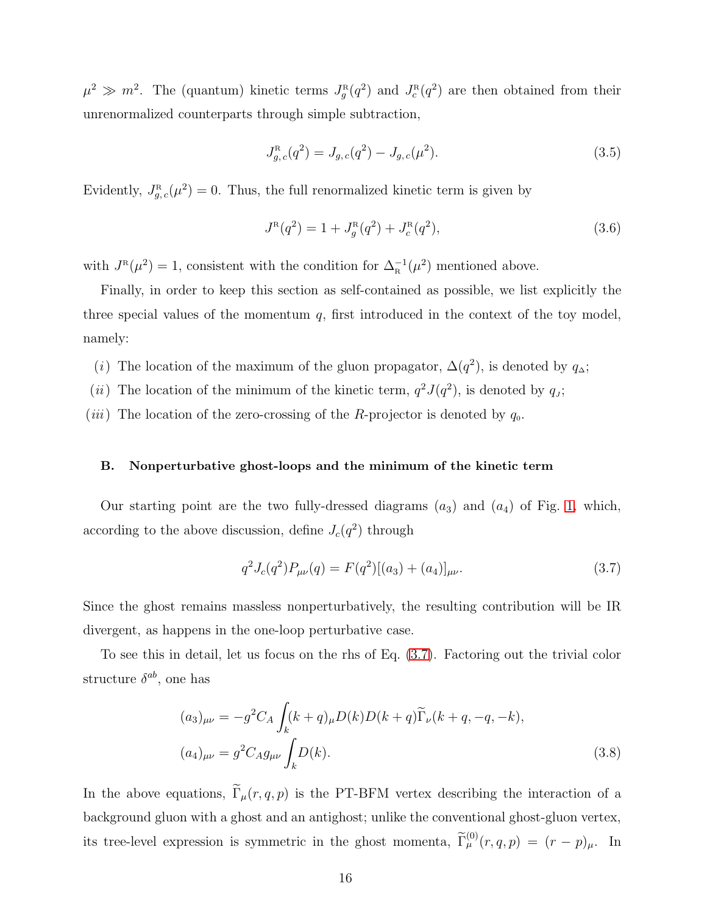$\mu^2 \gg m^2$. The (quantum) kinetic terms $J_g^{\text{R}}(q^2)$ and $J_c^{\text{R}}(q^2)$ are then obtained from their unrenormalized counterparts through simple subtraction,

$$J^{\text{R}}_{g,\,c}(q^2) = J_{g,\,c}(q^2) - J_{g,\,c}(\mu^2). \tag{3.5}$$

Evidently, $J^{\text{R}}_{g,\,c}(\mu^2) = 0$. Thus, the full renormalized kinetic term is given by

$$J^{\text{R}}(q^2) = 1 + J^{\text{R}}_g(q^2) + J^{\text{R}}_c(q^2), \tag{3.6}$$

with $J^{\text{R}}(\mu^2) = 1$, consistent with the condition for $\Delta^{-1}_{\text{R}}(\mu^2)$ mentioned above.

Finally, in order to keep this section as self-contained as possible, we list explicitly the three special values of the momentum $q$, first introduced in the context of the toy model, namely:

$(i)$ The location of the maximum of the gluon propagator, $\Delta(q^2)$, is denoted by $q_{\scriptscriptstyle\Delta}$;

$(ii)$ The location of the minimum of the kinetic term, $q^2 J(q^2)$, is denoted by $q_{\scriptscriptstyle J}$;

$(iii)$ The location of the zero-crossing of the $R$-projector is denoted by $q_0$.

### B. Nonperturbative ghost-loops and the minimum of the kinetic term

Our starting point are the two fully-dressed diagrams $(a_3)$ and $(a_4)$ of Fig. 1, which, according to the above discussion, define $J_c(q^2)$ through

$$q^2 J_c(q^2) P_{\mu\nu}(q) = F(q^2)[(a_3) + (a_4)]_{\mu\nu}. \tag{3.7}$$

Since the ghost remains massless nonperturbatively, the resulting contribution will be IR divergent, as happens in the one-loop perturbative case.

To see this in detail, let us focus on the rhs of Eq. (3.7). Factoring out the trivial color structure $\delta^{ab}$, one has

$$\begin{aligned}
(a_3)_{\mu\nu} &= -g^2 C_A \int_k (k+q)_\mu D(k) D(k+q) \widetilde{\Gamma}_\nu(k+q, -q, -k), \\
(a_4)_{\mu\nu} &= g^2 C_A g_{\mu\nu} \int_k D(k).
\end{aligned} \tag{3.8}$$

In the above equations, $\widetilde{\Gamma}_\mu(r,q,p)$ is the PT-BFM vertex describing the interaction of a background gluon with a ghost and an antighost; unlike the conventional ghost-gluon vertex, its tree-level expression is symmetric in the ghost momenta, $\widetilde{\Gamma}^{(0)}_\mu(r,q,p) = (r-p)_\mu$. In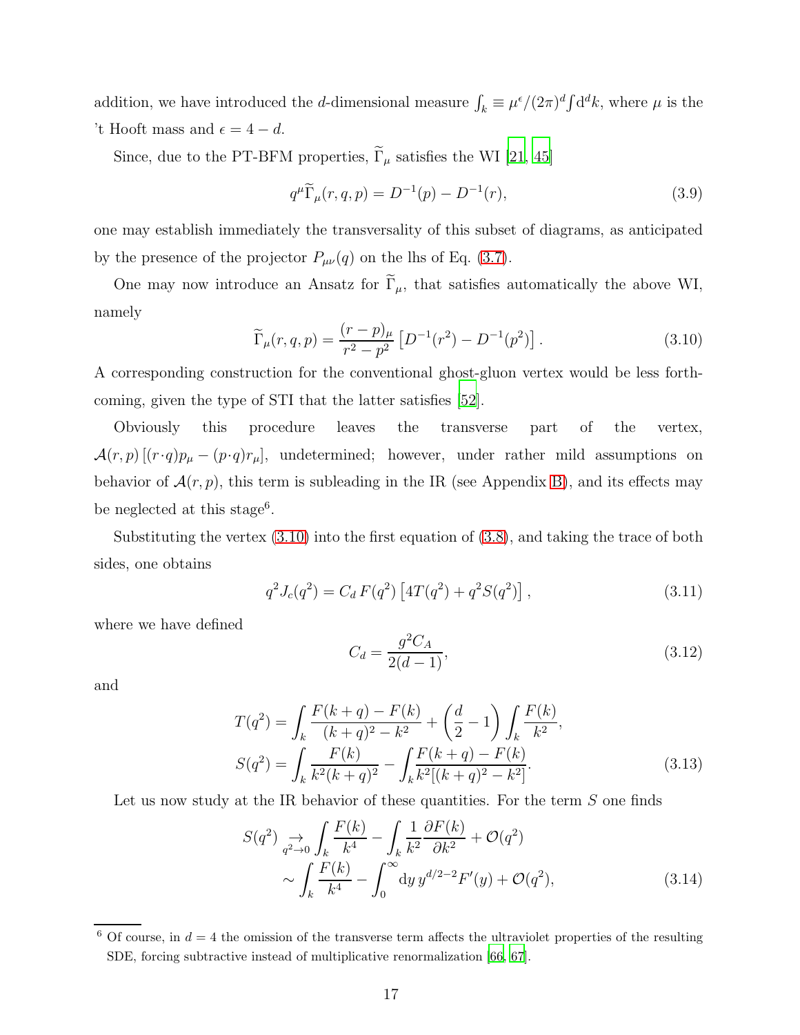addition, we have introduced the $d$-dimensional measure $\int_k \equiv \mu^\epsilon/(2\pi)^d \int \mathrm{d}^d k$, where $\mu$ is the 't Hooft mass and $\epsilon = 4 - d$.

Since, due to the PT-BFM properties, $\widetilde{\Gamma}_\mu$ satisfies the WI [21, 45]

$$q^\mu \widetilde{\Gamma}_\mu(r,q,p) = D^{-1}(p) - D^{-1}(r), \tag{3.9}$$

one may establish immediately the transversality of this subset of diagrams, as anticipated by the presence of the projector $P_{\mu\nu}(q)$ on the lhs of Eq. (3.7).

One may now introduce an Ansatz for $\widetilde{\Gamma}_\mu$, that satisfies automatically the above WI, namely

$$\widetilde{\Gamma}_\mu(r,q,p) = \frac{(r-p)_\mu}{r^2 - p^2}\left[D^{-1}(r^2) - D^{-1}(p^2)\right]. \tag{3.10}$$

A corresponding construction for the conventional ghost-gluon vertex would be less forthcoming, given the type of STI that the latter satisfies [52].

Obviously this procedure leaves the transverse part of the vertex, $\mathcal{A}(r,p)\left[(r\cdot q)p_\mu - (p\cdot q)r_\mu\right]$, undetermined; however, under rather mild assumptions on behavior of $\mathcal{A}(r,p)$, this term is subleading in the IR (see Appendix B), and its effects may be neglected at this stage[6].

Substituting the vertex (3.10) into the first equation of (3.8), and taking the trace of both sides, one obtains

$$q^2 J_c(q^2) = C_d\, F(q^2)\left[4T(q^2) + q^2 S(q^2)\right], \tag{3.11}$$

where we have defined

$$C_d = \frac{g^2 C_A}{2(d-1)}, \tag{3.12}$$

and

$$\begin{aligned} T(q^2) &= \int_k \frac{F(k+q) - F(k)}{(k+q)^2 - k^2} + \left(\frac{d}{2} - 1\right)\int_k \frac{F(k)}{k^2}, \\ S(q^2) &= \int_k \frac{F(k)}{k^2(k+q)^2} - \int_k \frac{F(k+q) - F(k)}{k^2[(k+q)^2 - k^2]}. \end{aligned} \tag{3.13}$$

Let us now study at the IR behavior of these quantities. For the term $S$ one finds

$$\begin{aligned} S(q^2) &\underset{q^2\to 0}{\to} \int_k \frac{F(k)}{k^4} - \int_k \frac{1}{k^2}\frac{\partial F(k)}{\partial k^2} + \mathcal{O}(q^2) \\ &\sim \int_k \frac{F(k)}{k^4} - \int_0^\infty \mathrm{d}y\, y^{d/2-2} F'(y) + \mathcal{O}(q^2), \end{aligned} \tag{3.14}$$

[6] Of course, in $d = 4$ the omission of the transverse term affects the ultraviolet properties of the resulting SDE, forcing subtractive instead of multiplicative renormalization [66, 67].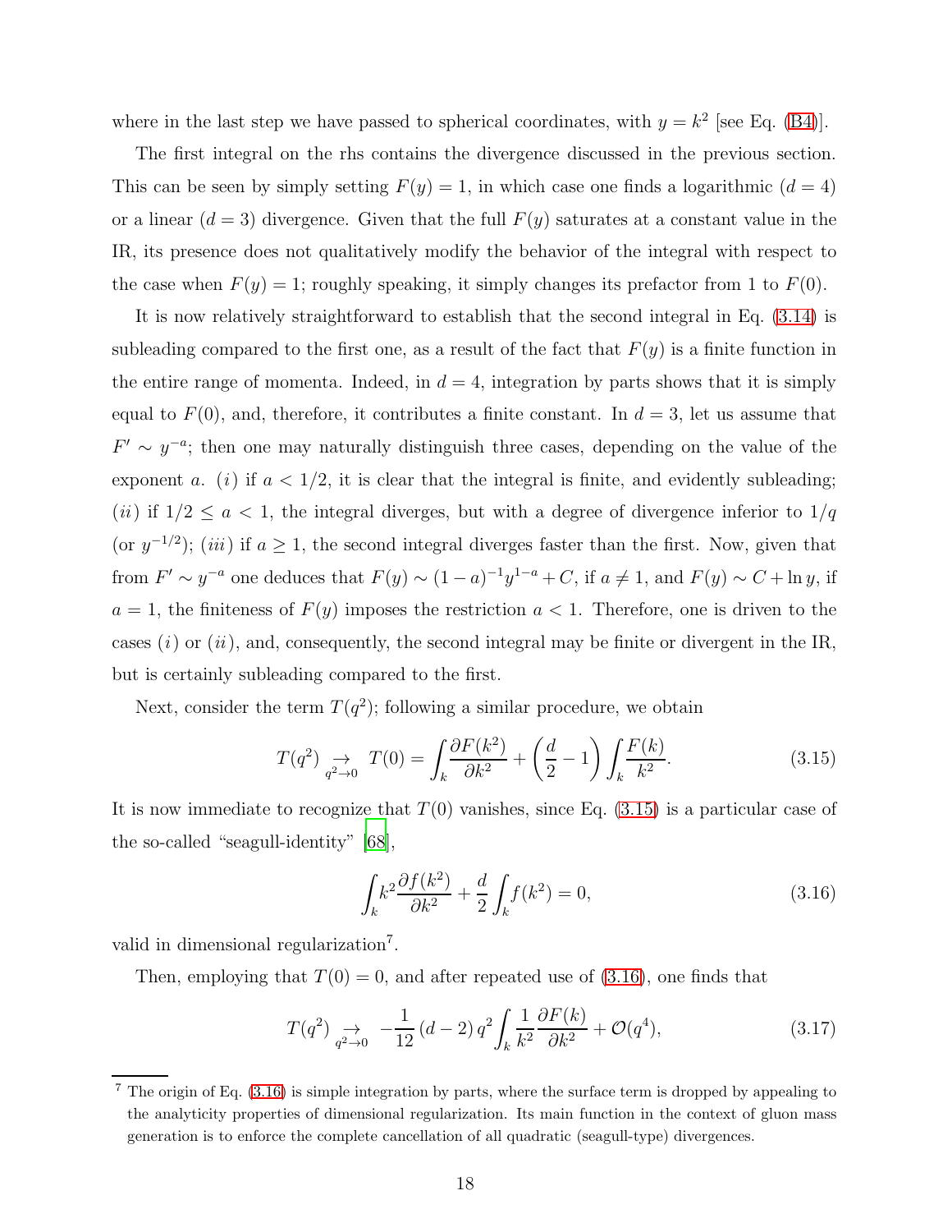where in the last step we have passed to spherical coordinates, with $y = k^2$ [see Eq. (B4)].

The first integral on the rhs contains the divergence discussed in the previous section. This can be seen by simply setting $F(y) = 1$, in which case one finds a logarithmic ($d = 4$) or a linear ($d = 3$) divergence. Given that the full $F(y)$ saturates at a constant value in the IR, its presence does not qualitatively modify the behavior of the integral with respect to the case when $F(y) = 1$; roughly speaking, it simply changes its prefactor from 1 to $F(0)$.

It is now relatively straightforward to establish that the second integral in Eq. (3.14) is subleading compared to the first one, as a result of the fact that $F(y)$ is a finite function in the entire range of momenta. Indeed, in $d = 4$, integration by parts shows that it is simply equal to $F(0)$, and, therefore, it contributes a finite constant. In $d = 3$, let us assume that $F' \sim y^{-a}$; then one may naturally distinguish three cases, depending on the value of the exponent $a$. ($i$) if $a < 1/2$, it is clear that the integral is finite, and evidently subleading; ($ii$) if $1/2 \leq a < 1$, the integral diverges, but with a degree of divergence inferior to $1/q$ (or $y^{-1/2}$); ($iii$) if $a \geq 1$, the second integral diverges faster than the first. Now, given that from $F' \sim y^{-a}$ one deduces that $F(y) \sim (1-a)^{-1} y^{1-a} + C$, if $a \neq 1$, and $F(y) \sim C + \ln y$, if $a = 1$, the finiteness of $F(y)$ imposes the restriction $a < 1$. Therefore, one is driven to the cases ($i$) or ($ii$), and, consequently, the second integral may be finite or divergent in the IR, but is certainly subleading compared to the first.

Next, consider the term $T(q^2)$; following a similar procedure, we obtain

$$T(q^2) \underset{q^2 \to 0}{\to} T(0) = \int_k \frac{\partial F(k^2)}{\partial k^2} + \left(\frac{d}{2} - 1\right) \int_k \frac{F(k)}{k^2}. \tag{3.15}$$

It is now immediate to recognize that $T(0)$ vanishes, since Eq. (3.15) is a particular case of the so-called "seagull-identity" [68],

$$\int_k k^2 \frac{\partial f(k^2)}{\partial k^2} + \frac{d}{2} \int_k f(k^2) = 0, \tag{3.16}$$

valid in dimensional regularization[7].

Then, employing that $T(0) = 0$, and after repeated use of (3.16), one finds that

$$T(q^2) \underset{q^2 \to 0}{\to} -\frac{1}{12} (d-2)\, q^2 \int_k \frac{1}{k^2} \frac{\partial F(k)}{\partial k^2} + \mathcal{O}(q^4), \tag{3.17}$$

---

[7] The origin of Eq. (3.16) is simple integration by parts, where the surface term is dropped by appealing to the analyticity properties of dimensional regularization. Its main function in the context of gluon mass generation is to enforce the complete cancellation of all quadratic (seagull-type) divergences.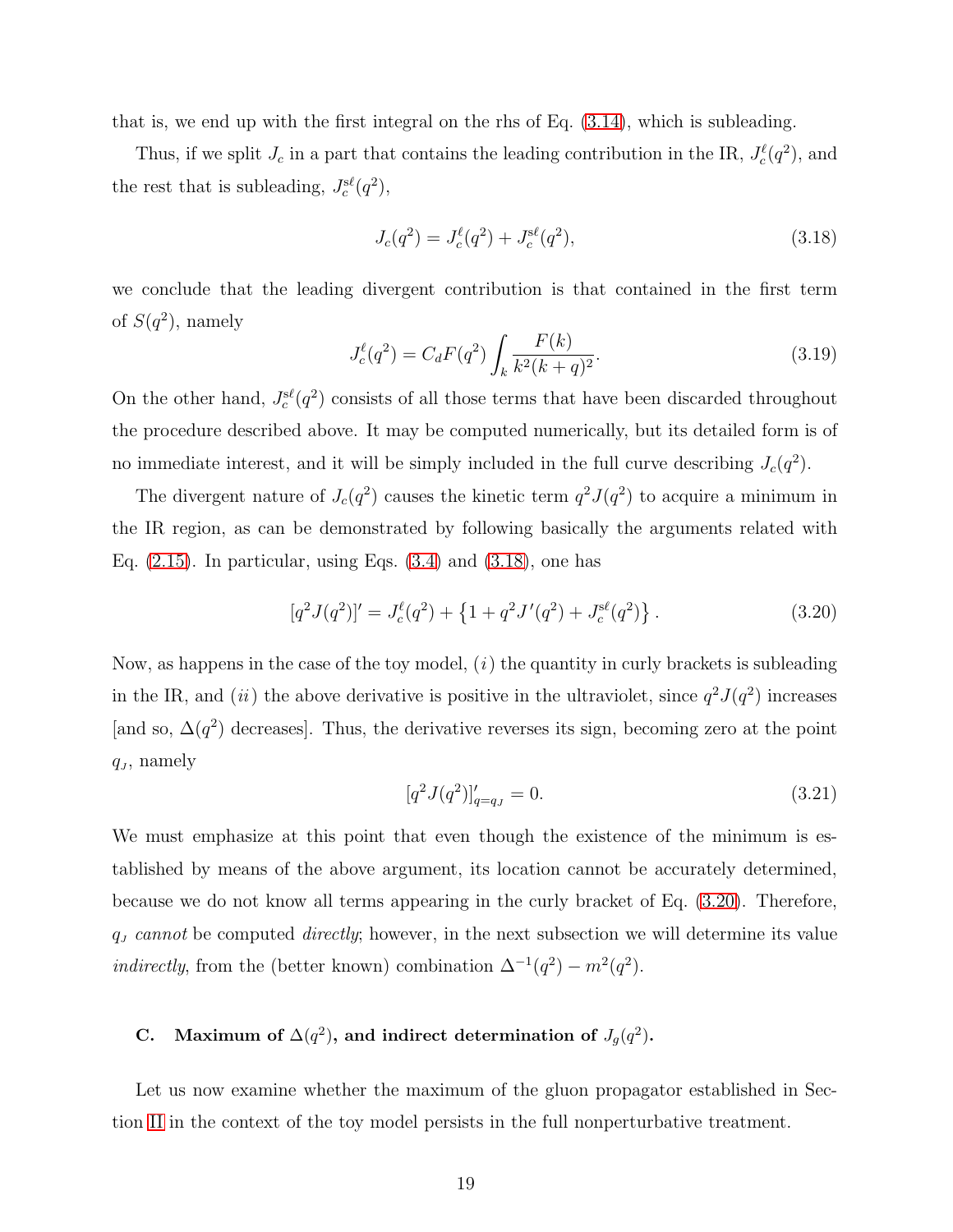that is, we end up with the first integral on the rhs of Eq. (3.14), which is subleading.

Thus, if we split $J_c$ in a part that contains the leading contribution in the IR, $J_c^{\ell}(q^2)$, and the rest that is subleading, $J_c^{s\ell}(q^2)$,

$$J_c(q^2) = J_c^{\ell}(q^2) + J_c^{s\ell}(q^2), \tag{3.18}$$

we conclude that the leading divergent contribution is that contained in the first term of $S(q^2)$, namely

$$J_c^{\ell}(q^2) = C_d F(q^2) \int_k \frac{F(k)}{k^2(k+q)^2}. \tag{3.19}$$

On the other hand, $J_c^{s\ell}(q^2)$ consists of all those terms that have been discarded throughout the procedure described above. It may be computed numerically, but its detailed form is of no immediate interest, and it will be simply included in the full curve describing $J_c(q^2)$.

The divergent nature of $J_c(q^2)$ causes the kinetic term $q^2 J(q^2)$ to acquire a minimum in the IR region, as can be demonstrated by following basically the arguments related with Eq. (2.15). In particular, using Eqs. (3.4) and (3.18), one has

$$[q^2 J(q^2)]' = J_c^{\ell}(q^2) + \left\{1 + q^2 J'(q^2) + J_c^{s\ell}(q^2)\right\}. \tag{3.20}$$

Now, as happens in the case of the toy model, $(i)$ the quantity in curly brackets is subleading in the IR, and $(ii)$ the above derivative is positive in the ultraviolet, since $q^2 J(q^2)$ increases [and so, $\Delta(q^2)$ decreases]. Thus, the derivative reverses its sign, becoming zero at the point $q_{\scriptscriptstyle J}$, namely

$$[q^2 J(q^2)]'_{q=q_{\scriptscriptstyle J}} = 0. \tag{3.21}$$

We must emphasize at this point that even though the existence of the minimum is established by means of the above argument, its location cannot be accurately determined, because we do not know all terms appearing in the curly bracket of Eq. (3.20). Therefore, $q_{\scriptscriptstyle J}$ *cannot* be computed *directly*; however, in the next subsection we will determine its value *indirectly*, from the (better known) combination $\Delta^{-1}(q^2) - m^2(q^2)$.

### C. Maximum of $\Delta(q^2)$, and indirect determination of $J_g(q^2)$.

Let us now examine whether the maximum of the gluon propagator established in Section II in the context of the toy model persists in the full nonperturbative treatment.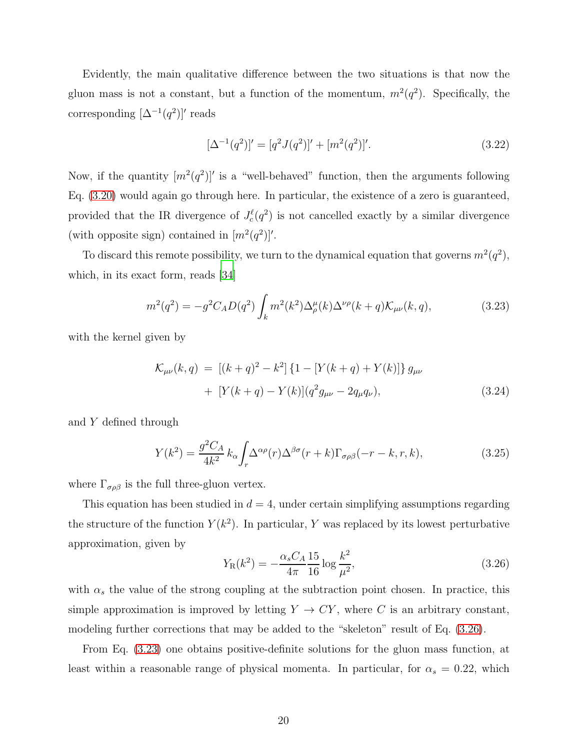Evidently, the main qualitative difference between the two situations is that now the gluon mass is not a constant, but a function of the momentum, $m^2(q^2)$. Specifically, the corresponding $[\Delta^{-1}(q^2)]'$ reads

$$
[\Delta^{-1}(q^2)]' = [q^2 J(q^2)]' + [m^2(q^2)]'. \tag{3.22}
$$

Now, if the quantity $[m^2(q^2)]'$ is a "well-behaved" function, then the arguments following Eq. (3.20) would again go through here. In particular, the existence of a zero is guaranteed, provided that the IR divergence of $J_c^{\ell}(q^2)$ is not cancelled exactly by a similar divergence (with opposite sign) contained in $[m^2(q^2)]'$.

To discard this remote possibility, we turn to the dynamical equation that governs $m^2(q^2)$, which, in its exact form, reads [34]

$$
m^2(q^2) = -g^2 C_A D(q^2) \int_k m^2(k^2) \Delta_\rho^\mu(k) \Delta^{\nu\rho}(k+q) \mathcal{K}_{\mu\nu}(k,q), \tag{3.23}
$$

with the kernel given by

$$
\begin{aligned}
\mathcal{K}_{\mu\nu}(k,q) \;&=\; [(k+q)^2 - k^2]\left\{1 - [Y(k+q) + Y(k)]\right\} g_{\mu\nu} \\
&+\; [Y(k+q) - Y(k)](q^2 g_{\mu\nu} - 2q_\mu q_\nu),
\end{aligned} \tag{3.24}
$$

and $Y$ defined through

$$
Y(k^2) = \frac{g^2 C_A}{4k^2}\, k_\alpha \int_r \Delta^{\alpha\rho}(r) \Delta^{\beta\sigma}(r+k) \Gamma_{\sigma\rho\beta}(-r-k, r, k), \tag{3.25}
$$

where $\Gamma_{\sigma\rho\beta}$ is the full three-gluon vertex.

This equation has been studied in $d = 4$, under certain simplifying assumptions regarding the structure of the function $Y(k^2)$. In particular, $Y$ was replaced by its lowest perturbative approximation, given by

$$
Y_{\rm R}(k^2) = -\frac{\alpha_s C_A}{4\pi} \frac{15}{16} \log \frac{k^2}{\mu^2}, \tag{3.26}
$$

with $\alpha_s$ the value of the strong coupling at the subtraction point chosen. In practice, this simple approximation is improved by letting $Y \to CY$, where $C$ is an arbitrary constant, modeling further corrections that may be added to the "skeleton" result of Eq. (3.26).

From Eq. (3.23) one obtains positive-definite solutions for the gluon mass function, at least within a reasonable range of physical momenta. In particular, for $\alpha_s = 0.22$, which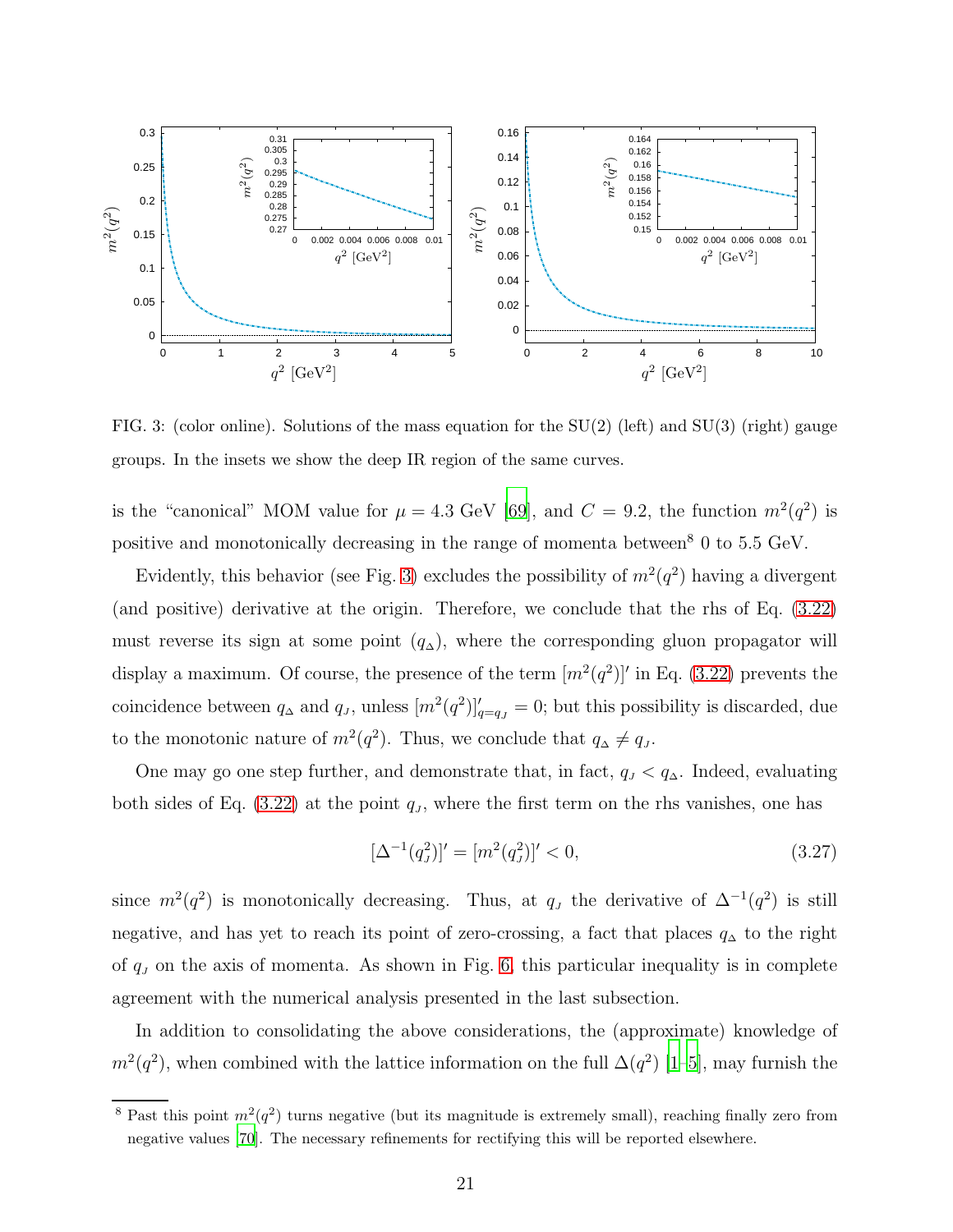FIG. 3: (color online). Solutions of the mass equation for the SU(2) (left) and SU(3) (right) gauge groups. In the insets we show the deep IR region of the same curves.

is the "canonical" MOM value for $\mu = 4.3$ GeV [69], and $C = 9.2$, the function $m^2(q^2)$ is positive and monotonically decreasing in the range of momenta between[8] 0 to 5.5 GeV.

Evidently, this behavior (see Fig. 3) excludes the possibility of $m^2(q^2)$ having a divergent (and positive) derivative at the origin. Therefore, we conclude that the rhs of Eq. (3.22) must reverse its sign at some point ($q_{\Delta}$), where the corresponding gluon propagator will display a maximum. Of course, the presence of the term $[m^2(q^2)]'$ in Eq. (3.22) prevents the coincidence between $q_{\Delta}$ and $q_{J}$, unless $[m^2(q^2)]'_{q=q_J} = 0$; but this possibility is discarded, due to the monotonic nature of $m^2(q^2)$. Thus, we conclude that $q_{\Delta} \neq q_{J}$.

One may go one step further, and demonstrate that, in fact, $q_J < q_{\Delta}$. Indeed, evaluating both sides of Eq. (3.22) at the point $q_J$, where the first term on the rhs vanishes, one has

$$[\Delta^{-1}(q_J^2)]' = [m^2(q_J^2)]' < 0, \tag{3.27}$$

since $m^2(q^2)$ is monotonically decreasing. Thus, at $q_J$ the derivative of $\Delta^{-1}(q^2)$ is still negative, and has yet to reach its point of zero-crossing, a fact that places $q_{\Delta}$ to the right of $q_J$ on the axis of momenta. As shown in Fig. 6, this particular inequality is in complete agreement with the numerical analysis presented in the last subsection.

In addition to consolidating the above considerations, the (approximate) knowledge of $m^2(q^2)$, when combined with the lattice information on the full $\Delta(q^2)$ [1–5], may furnish the

[8] Past this point $m^2(q^2)$ turns negative (but its magnitude is extremely small), reaching finally zero from negative values [70]. The necessary refinements for rectifying this will be reported elsewhere.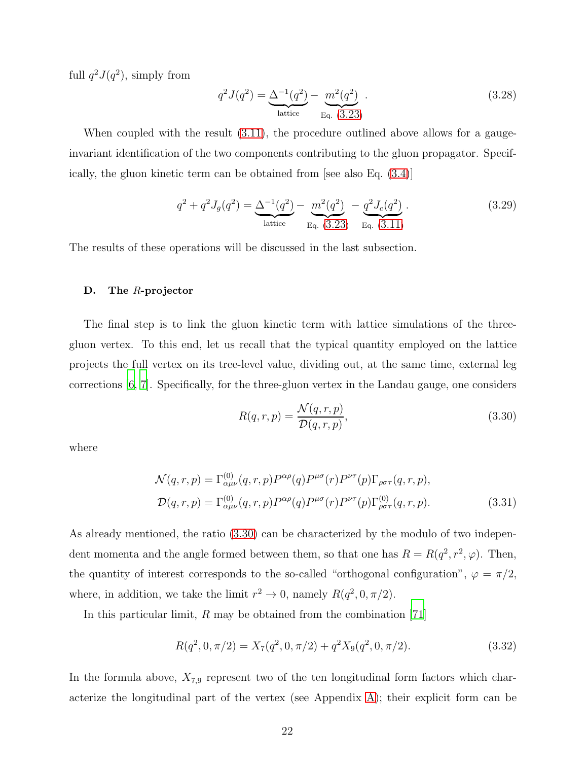full $q^2 J(q^2)$, simply from

$$q^2 J(q^2) = \underbrace{\Delta^{-1}(q^2)}_{\text{lattice}} - \underbrace{m^2(q^2)}_{\text{Eq. (3.23)}} . \tag{3.28}$$

When coupled with the result (3.11), the procedure outlined above allows for a gauge-invariant identification of the two components contributing to the gluon propagator. Specifically, the gluon kinetic term can be obtained from [see also Eq. (3.4)]

$$q^2 + q^2 J_g(q^2) = \underbrace{\Delta^{-1}(q^2)}_{\text{lattice}} - \underbrace{m^2(q^2)}_{\text{Eq. (3.23)}} - \underbrace{q^2 J_c(q^2)}_{\text{Eq. (3.11)}} . \tag{3.29}$$

The results of these operations will be discussed in the last subsection.

### D. The $R$-projector

The final step is to link the gluon kinetic term with lattice simulations of the three-gluon vertex. To this end, let us recall that the typical quantity employed on the lattice projects the full vertex on its tree-level value, dividing out, at the same time, external leg corrections [6, 7]. Specifically, for the three-gluon vertex in the Landau gauge, one considers

$$R(q,r,p) = \frac{\mathcal{N}(q,r,p)}{\mathcal{D}(q,r,p)}, \tag{3.30}$$

where

$$\begin{aligned}
\mathcal{N}(q,r,p) &= \Gamma^{(0)}_{\alpha\mu\nu}(q,r,p) P^{\alpha\rho}(q) P^{\mu\sigma}(r) P^{\nu\tau}(p) \Gamma_{\rho\sigma\tau}(q,r,p), \\
\mathcal{D}(q,r,p) &= \Gamma^{(0)}_{\alpha\mu\nu}(q,r,p) P^{\alpha\rho}(q) P^{\mu\sigma}(r) P^{\nu\tau}(p) \Gamma^{(0)}_{\rho\sigma\tau}(q,r,p).
\end{aligned} \tag{3.31}$$

As already mentioned, the ratio (3.30) can be characterized by the modulo of two independent momenta and the angle formed between them, so that one has $R = R(q^2, r^2, \varphi)$. Then, the quantity of interest corresponds to the so-called "orthogonal configuration", $\varphi = \pi/2$, where, in addition, we take the limit $r^2 \to 0$, namely $R(q^2, 0, \pi/2)$.

In this particular limit, $R$ may be obtained from the combination [71]

$$R(q^2, 0, \pi/2) = X_7(q^2, 0, \pi/2) + q^2 X_9(q^2, 0, \pi/2). \tag{3.32}$$

In the formula above, $X_{7,9}$ represent two of the ten longitudinal form factors which characterize the longitudinal part of the vertex (see Appendix A); their explicit form can be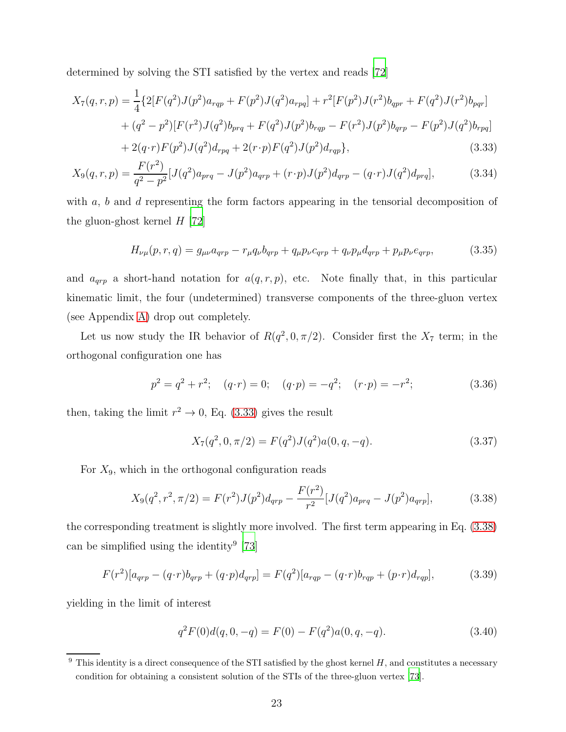determined by solving the STI satisfied by the vertex and reads [72]

$$
\begin{aligned}
X_7(q,r,p) = \frac{1}{4}\{ & 2[F(q^2)J(p^2)a_{rqp} + F(p^2)J(q^2)a_{rpq}] + r^2[F(p^2)J(r^2)b_{qpr} + F(q^2)J(r^2)b_{pqr}] \\
& + (q^2-p^2)[F(r^2)J(q^2)b_{prq} + F(q^2)J(p^2)b_{rqp} - F(r^2)J(p^2)b_{qrp} - F(p^2)J(q^2)b_{rpq}] \\
& + 2(q\cdot r)F(p^2)J(q^2)d_{rpq} + 2(r\cdot p)F(q^2)J(p^2)d_{rqp}\},
\end{aligned} \tag{3.33}
$$

$$
X_9(q,r,p) = \frac{F(r^2)}{q^2-p^2}[J(q^2)a_{prq} - J(p^2)a_{qrp} + (r\cdot p)J(p^2)d_{qrp} - (q\cdot r)J(q^2)d_{prq}], \tag{3.34}
$$

with $a$, $b$ and $d$ representing the form factors appearing in the tensorial decomposition of the gluon-ghost kernel $H$ [72]

$$
H_{\nu\mu}(p,r,q) = g_{\mu\nu}a_{qrp} - r_\mu q_\nu b_{qrp} + q_\mu p_\nu c_{qrp} + q_\nu p_\mu d_{qrp} + p_\mu p_\nu e_{qrp}, \tag{3.35}
$$

and $a_{qrp}$ a short-hand notation for $a(q,r,p)$, etc. Note finally that, in this particular kinematic limit, the four (undetermined) transverse components of the three-gluon vertex (see Appendix A) drop out completely.

Let us now study the IR behavior of $R(q^2,0,\pi/2)$. Consider first the $X_7$ term; in the orthogonal configuration one has

$$
p^2 = q^2 + r^2; \quad (q\cdot r) = 0; \quad (q\cdot p) = -q^2; \quad (r\cdot p) = -r^2; \tag{3.36}
$$

then, taking the limit $r^2 \to 0$, Eq. (3.33) gives the result

$$
X_7(q^2,0,\pi/2) = F(q^2)J(q^2)a(0,q,-q). \tag{3.37}
$$

For $X_9$, which in the orthogonal configuration reads

$$
X_9(q^2,r^2,\pi/2) = F(r^2)J(p^2)d_{qrp} - \frac{F(r^2)}{r^2}[J(q^2)a_{prq} - J(p^2)a_{qrp}], \tag{3.38}
$$

the corresponding treatment is slightly more involved. The first term appearing in Eq. (3.38) can be simplified using the identity[9] [73]

$$
F(r^2)[a_{qrp} - (q\cdot r)b_{qrp} + (q\cdot p)d_{qrp}] = F(q^2)[a_{rqp} - (q\cdot r)b_{rqp} + (p\cdot r)d_{rqp}], \tag{3.39}
$$

yielding in the limit of interest

$$
q^2F(0)d(q,0,-q) = F(0) - F(q^2)a(0,q,-q). \tag{3.40}
$$

[9] This identity is a direct consequence of the STI satisfied by the ghost kernel $H$, and constitutes a necessary condition for obtaining a consistent solution of the STIs of the three-gluon vertex [73].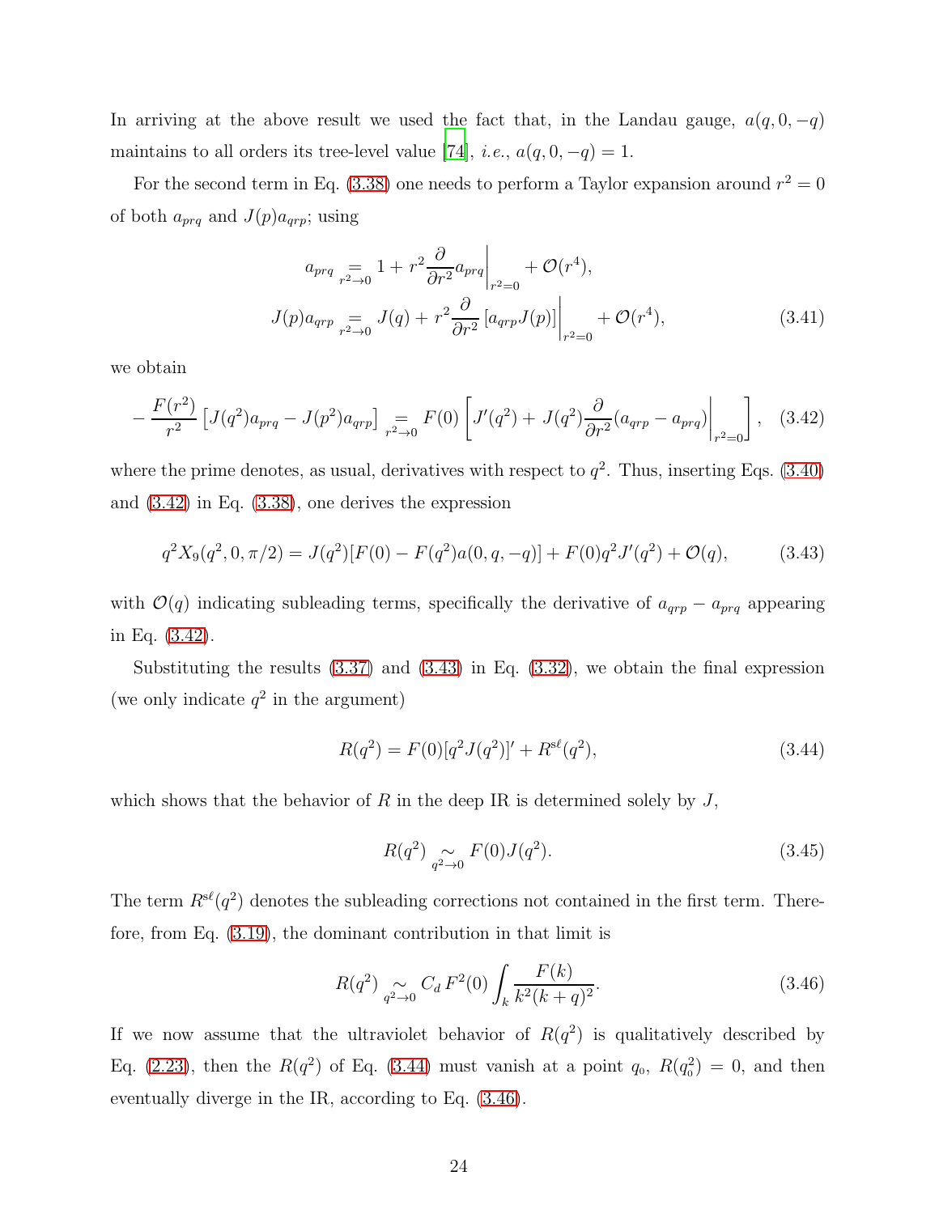In arriving at the above result we used the fact that, in the Landau gauge, $a(q, 0, -q)$ maintains to all orders its tree-level value [74], *i.e.*, $a(q, 0, -q) = 1$.

For the second term in Eq. (3.38) one needs to perform a Taylor expansion around $r^2 = 0$ of both $a_{prq}$ and $J(p)a_{qrp}$; using

$$
\begin{aligned}
a_{prq} &\underset{r^2\to 0}{=} 1 + r^2 \frac{\partial}{\partial r^2} a_{prq}\bigg|_{r^2=0} + \mathcal{O}(r^4), \\
J(p)a_{qrp} &\underset{r^2\to 0}{=} J(q) + r^2 \frac{\partial}{\partial r^2}\left[a_{qrp} J(p)\right]\bigg|_{r^2=0} + \mathcal{O}(r^4),
\end{aligned}
\tag{3.41}
$$

we obtain

$$
-\frac{F(r^2)}{r^2}\left[J(q^2)a_{prq} - J(p^2)a_{qrp}\right] \underset{r^2\to 0}{=} F(0)\left[J'(q^2) + J(q^2)\frac{\partial}{\partial r^2}(a_{qrp} - a_{prq})\bigg|_{r^2=0}\right], \tag{3.42}
$$

where the prime denotes, as usual, derivatives with respect to $q^2$. Thus, inserting Eqs. (3.40) and (3.42) in Eq. (3.38), one derives the expression

$$
q^2 X_9(q^2, 0, \pi/2) = J(q^2)[F(0) - F(q^2)a(0, q, -q)] + F(0)q^2 J'(q^2) + \mathcal{O}(q), \tag{3.43}
$$

with $\mathcal{O}(q)$ indicating subleading terms, specifically the derivative of $a_{qrp} - a_{prq}$ appearing in Eq. (3.42).

Substituting the results (3.37) and (3.43) in Eq. (3.32), we obtain the final expression (we only indicate $q^2$ in the argument)

$$
R(q^2) = F(0)[q^2 J(q^2)]' + R^{s\ell}(q^2), \tag{3.44}
$$

which shows that the behavior of $R$ in the deep IR is determined solely by $J$,

$$
R(q^2) \underset{q^2\to 0}{\sim} F(0)J(q^2). \tag{3.45}
$$

The term $R^{s\ell}(q^2)$ denotes the subleading corrections not contained in the first term. Therefore, from Eq. (3.19), the dominant contribution in that limit is

$$
R(q^2) \underset{q^2\to 0}{\sim} C_d\, F^2(0) \int_k \frac{F(k)}{k^2(k+q)^2}. \tag{3.46}
$$

If we now assume that the ultraviolet behavior of $R(q^2)$ is qualitatively described by Eq. (2.23), then the $R(q^2)$ of Eq. (3.44) must vanish at a point $q_0$, $R(q_0^2) = 0$, and then eventually diverge in the IR, according to Eq. (3.46).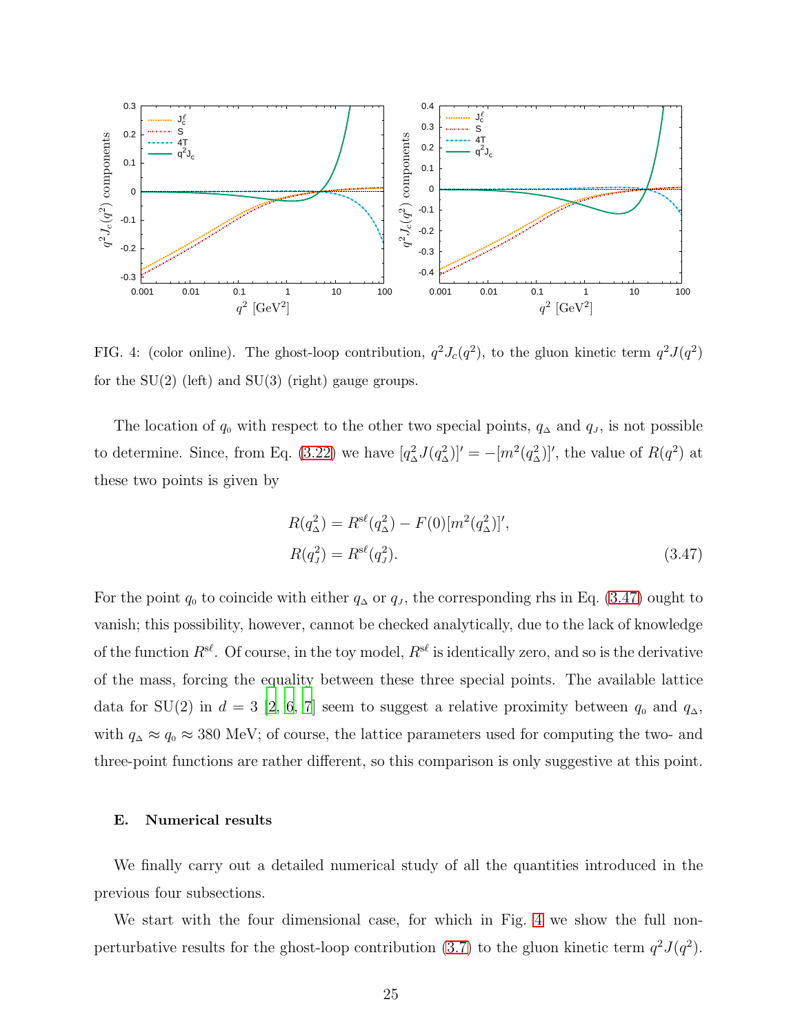FIG. 4: (color online). The ghost-loop contribution, $q^2 J_c(q^2)$, to the gluon kinetic term $q^2 J(q^2)$ for the SU(2) (left) and SU(3) (right) gauge groups.

The location of $q_0$ with respect to the other two special points, $q_\Delta$ and $q_J$, is not possible to determine. Since, from Eq. (3.22) we have $[q^2_\Delta J(q^2_\Delta)]' = -[m^2(q^2_\Delta)]'$, the value of $R(q^2)$ at these two points is given by

$$
\begin{aligned}
R(q^2_\Delta) &= R^{s\ell}(q^2_\Delta) - F(0)[m^2(q^2_\Delta)]', \\
R(q^2_J) &= R^{s\ell}(q^2_J).
\end{aligned}
\tag{3.47}
$$

For the point $q_0$ to coincide with either $q_\Delta$ or $q_J$, the corresponding rhs in Eq. (3.47) ought to vanish; this possibility, however, cannot be checked analytically, due to the lack of knowledge of the function $R^{s\ell}$. Of course, in the toy model, $R^{s\ell}$ is identically zero, and so is the derivative of the mass, forcing the equality between these three special points. The available lattice data for SU(2) in $d = 3$ [2, 6, 7] seem to suggest a relative proximity between $q_0$ and $q_\Delta$, with $q_\Delta \approx q_0 \approx 380$ MeV; of course, the lattice parameters used for computing the two- and three-point functions are rather different, so this comparison is only suggestive at this point.

### E. Numerical results

We finally carry out a detailed numerical study of all the quantities introduced in the previous four subsections.

We start with the four dimensional case, for which in Fig. 4 we show the full non-perturbative results for the ghost-loop contribution (3.7) to the gluon kinetic term $q^2 J(q^2)$.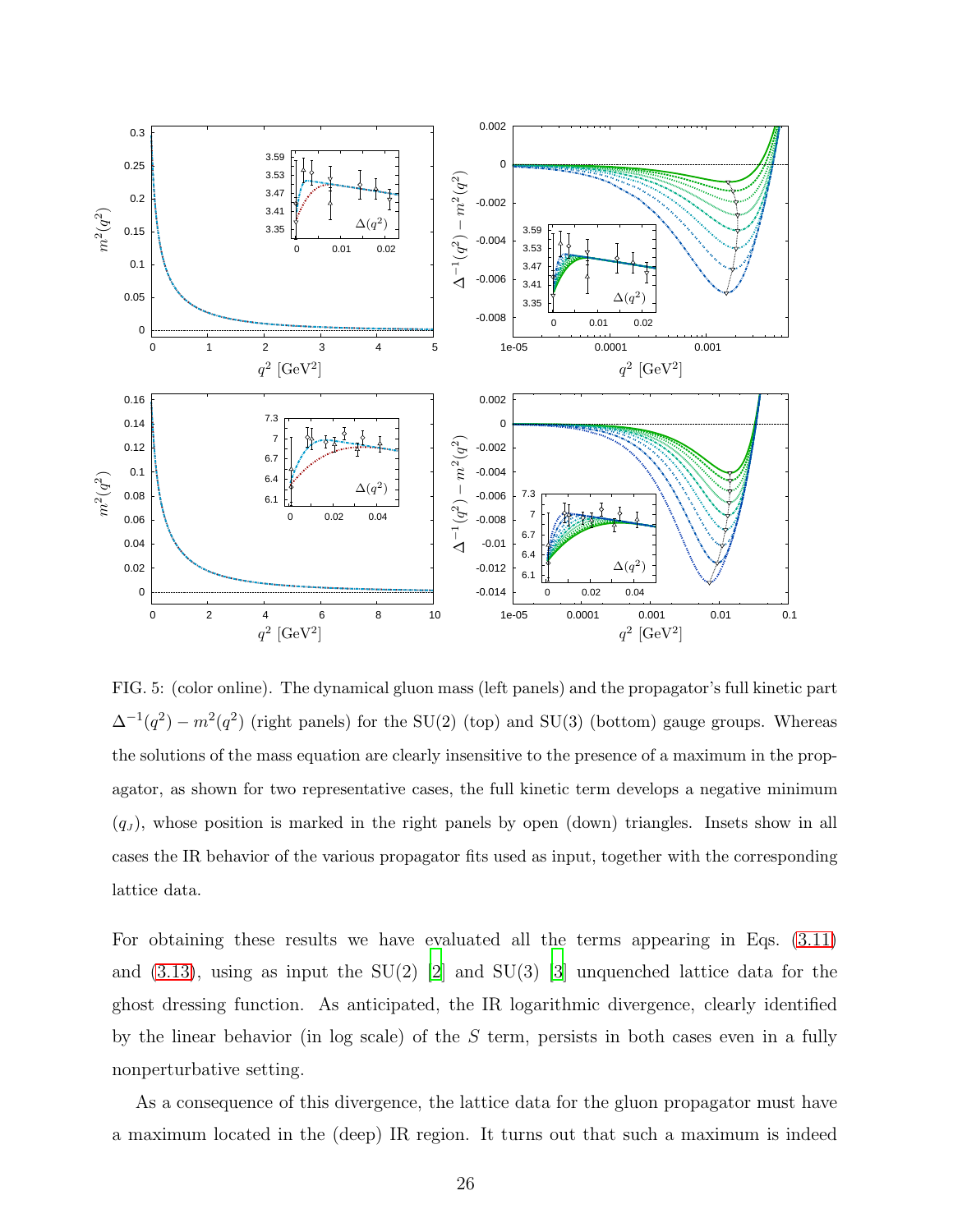FIG. 5: (color online). The dynamical gluon mass (left panels) and the propagator's full kinetic part $\Delta^{-1}(q^2) - m^2(q^2)$ (right panels) for the SU(2) (top) and SU(3) (bottom) gauge groups. Whereas the solutions of the mass equation are clearly insensitive to the presence of a maximum in the propagator, as shown for two representative cases, the full kinetic term develops a negative minimum ($q_J$), whose position is marked in the right panels by open (down) triangles. Insets show in all cases the IR behavior of the various propagator fits used as input, together with the corresponding lattice data.

For obtaining these results we have evaluated all the terms appearing in Eqs. (3.11) and (3.13), using as input the SU(2) [2] and SU(3) [3] unquenched lattice data for the ghost dressing function. As anticipated, the IR logarithmic divergence, clearly identified by the linear behavior (in log scale) of the $S$ term, persists in both cases even in a fully nonperturbative setting.

As a consequence of this divergence, the lattice data for the gluon propagator must have a maximum located in the (deep) IR region. It turns out that such a maximum is indeed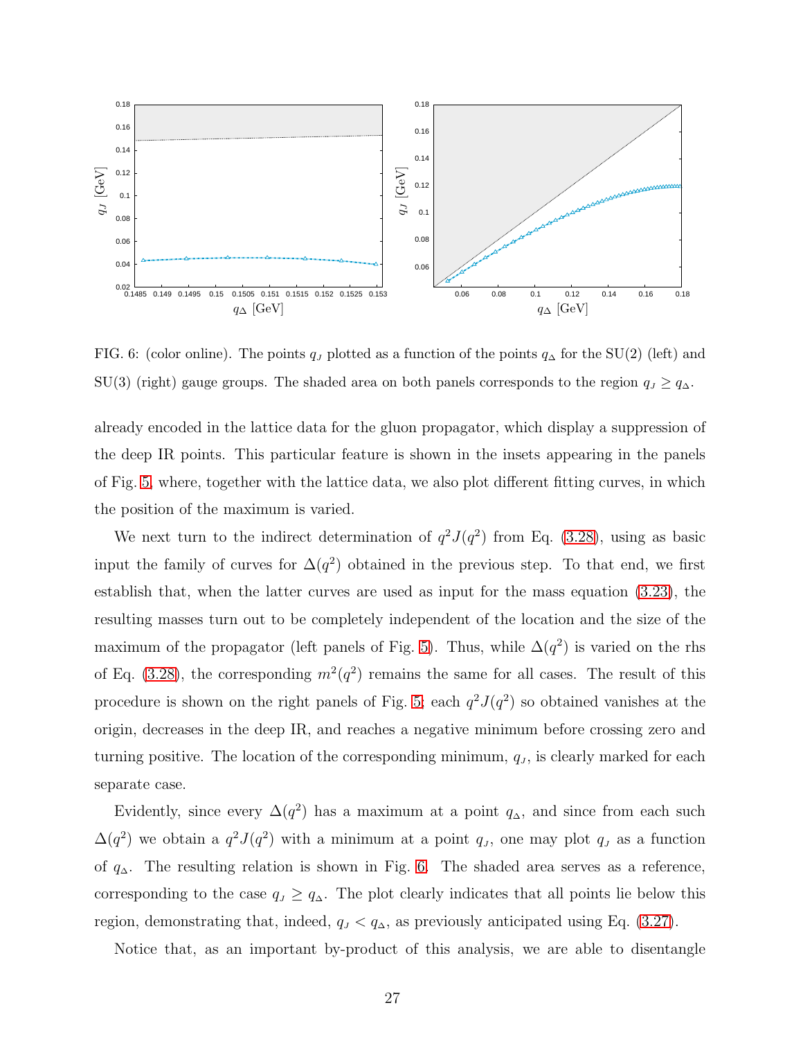FIG. 6: (color online). The points $q_J$ plotted as a function of the points $q_\Delta$ for the SU(2) (left) and SU(3) (right) gauge groups. The shaded area on both panels corresponds to the region $q_J \geq q_\Delta$.

already encoded in the lattice data for the gluon propagator, which display a suppression of the deep IR points. This particular feature is shown in the insets appearing in the panels of Fig. 5, where, together with the lattice data, we also plot different fitting curves, in which the position of the maximum is varied.

We next turn to the indirect determination of $q^2J(q^2)$ from Eq. (3.28), using as basic input the family of curves for $\Delta(q^2)$ obtained in the previous step. To that end, we first establish that, when the latter curves are used as input for the mass equation (3.23), the resulting masses turn out to be completely independent of the location and the size of the maximum of the propagator (left panels of Fig. 5). Thus, while $\Delta(q^2)$ is varied on the rhs of Eq. (3.28), the corresponding $m^2(q^2)$ remains the same for all cases. The result of this procedure is shown on the right panels of Fig. 5; each $q^2J(q^2)$ so obtained vanishes at the origin, decreases in the deep IR, and reaches a negative minimum before crossing zero and turning positive. The location of the corresponding minimum, $q_J$, is clearly marked for each separate case.

Evidently, since every $\Delta(q^2)$ has a maximum at a point $q_\Delta$, and since from each such $\Delta(q^2)$ we obtain a $q^2J(q^2)$ with a minimum at a point $q_J$, one may plot $q_J$ as a function of $q_\Delta$. The resulting relation is shown in Fig. 6. The shaded area serves as a reference, corresponding to the case $q_J \geq q_\Delta$. The plot clearly indicates that all points lie below this region, demonstrating that, indeed, $q_J < q_\Delta$, as previously anticipated using Eq. (3.27).

Notice that, as an important by-product of this analysis, we are able to disentangle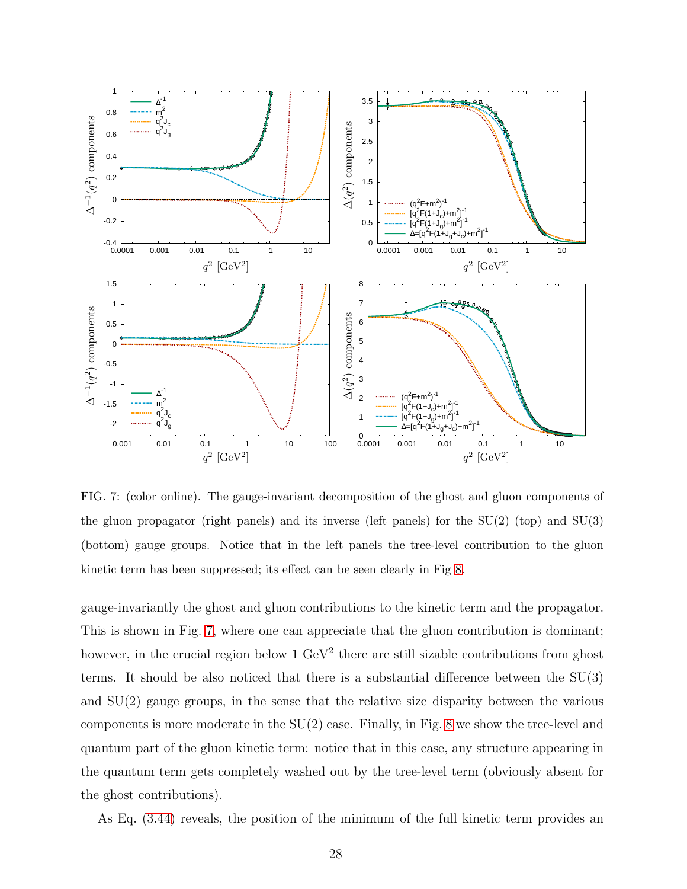FIG. 7: (color online). The gauge-invariant decomposition of the ghost and gluon components of the gluon propagator (right panels) and its inverse (left panels) for the SU(2) (top) and SU(3) (bottom) gauge groups. Notice that in the left panels the tree-level contribution to the gluon kinetic term has been suppressed; its effect can be seen clearly in Fig 8.

gauge-invariantly the ghost and gluon contributions to the kinetic term and the propagator. This is shown in Fig. 7, where one can appreciate that the gluon contribution is dominant; however, in the crucial region below 1 GeV$^2$ there are still sizable contributions from ghost terms. It should be also noticed that there is a substantial difference between the SU(3) and SU(2) gauge groups, in the sense that the relative size disparity between the various components is more moderate in the SU(2) case. Finally, in Fig. 8 we show the tree-level and quantum part of the gluon kinetic term: notice that in this case, any structure appearing in the quantum term gets completely washed out by the tree-level term (obviously absent for the ghost contributions).

As Eq. (3.44) reveals, the position of the minimum of the full kinetic term provides an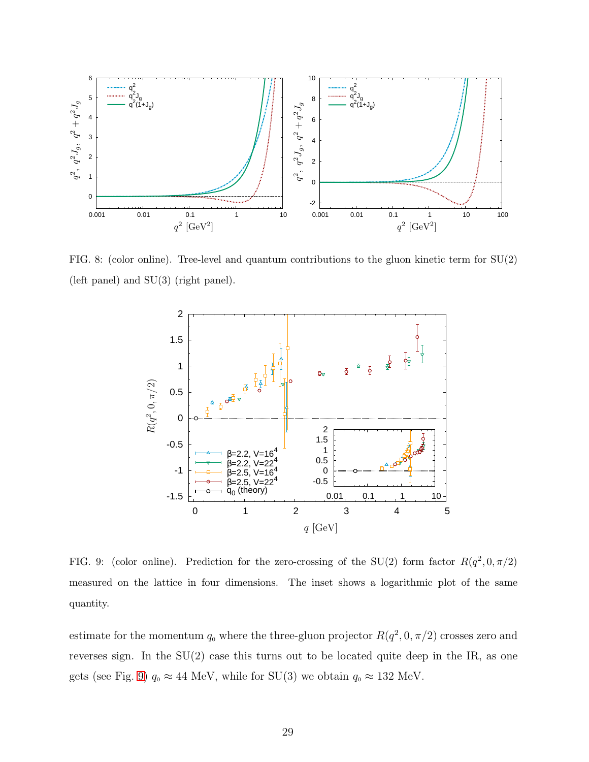FIG. 8: (color online). Tree-level and quantum contributions to the gluon kinetic term for SU(2) (left panel) and SU(3) (right panel).

FIG. 9: (color online). Prediction for the zero-crossing of the SU(2) form factor $R(q^2, 0, \pi/2)$ measured on the lattice in four dimensions. The inset shows a logarithmic plot of the same quantity.

estimate for the momentum $q_0$ where the three-gluon projector $R(q^2, 0, \pi/2)$ crosses zero and reverses sign. In the SU(2) case this turns out to be located quite deep in the IR, as one gets (see Fig. 9) $q_0 \approx 44$ MeV, while for SU(3) we obtain $q_0 \approx 132$ MeV.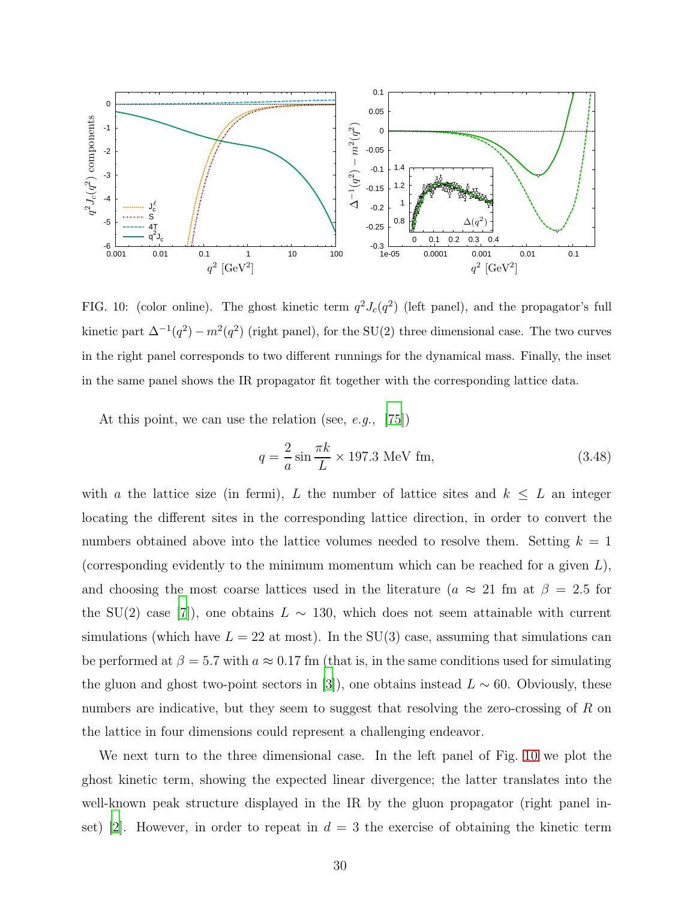FIG. 10: (color online). The ghost kinetic term $q^2 J_c(q^2)$ (left panel), and the propagator's full kinetic part $\Delta^{-1}(q^2) - m^2(q^2)$ (right panel), for the SU(2) three dimensional case. The two curves in the right panel corresponds to two different runnings for the dynamical mass. Finally, the inset in the same panel shows the IR propagator fit together with the corresponding lattice data.

At this point, we can use the relation (see, *e.g.*, [75])

$$q = \frac{2}{a} \sin \frac{\pi k}{L} \times 197.3 \text{ MeV fm}, \tag{3.48}$$

with $a$ the lattice size (in fermi), $L$ the number of lattice sites and $k \leq L$ an integer locating the different sites in the corresponding lattice direction, in order to convert the numbers obtained above into the lattice volumes needed to resolve them. Setting $k = 1$ (corresponding evidently to the minimum momentum which can be reached for a given $L$), and choosing the most coarse lattices used in the literature ($a \approx 21$ fm at $\beta = 2.5$ for the SU(2) case [7]), one obtains $L \sim 130$, which does not seem attainable with current simulations (which have $L = 22$ at most). In the SU(3) case, assuming that simulations can be performed at $\beta = 5.7$ with $a \approx 0.17$ fm (that is, in the same conditions used for simulating the gluon and ghost two-point sectors in [3]), one obtains instead $L \sim 60$. Obviously, these numbers are indicative, but they seem to suggest that resolving the zero-crossing of $R$ on the lattice in four dimensions could represent a challenging endeavor.

We next turn to the three dimensional case. In the left panel of Fig. 10 we plot the ghost kinetic term, showing the expected linear divergence; the latter translates into the well-known peak structure displayed in the IR by the gluon propagator (right panel inset) [2]. However, in order to repeat in $d = 3$ the exercise of obtaining the kinetic term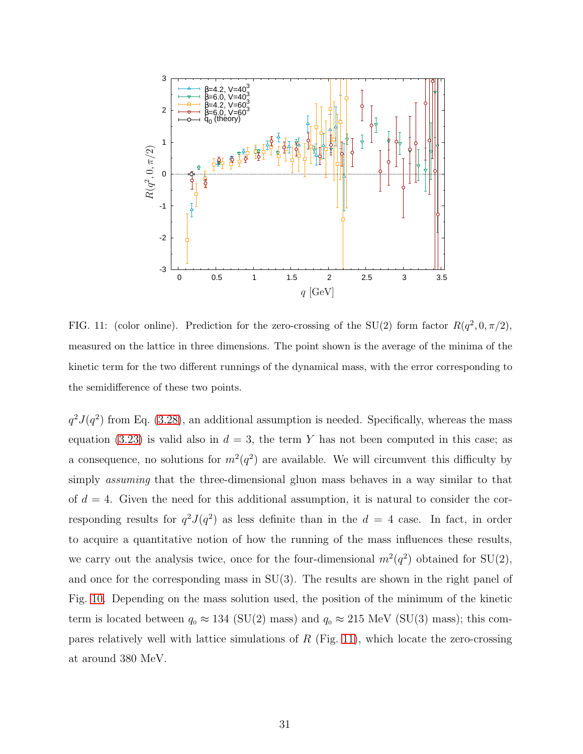FIG. 11: (color online). Prediction for the zero-crossing of the SU(2) form factor $R(q^2, 0, \pi/2)$, measured on the lattice in three dimensions. The point shown is the average of the minima of the kinetic term for the two different runnings of the dynamical mass, with the error corresponding to the semidifference of these two points.

$q^2 J(q^2)$ from Eq. (3.28), an additional assumption is needed. Specifically, whereas the mass equation (3.23) is valid also in $d = 3$, the term $Y$ has not been computed in this case; as a consequence, no solutions for $m^2(q^2)$ are available. We will circumvent this difficulty by simply *assuming* that the three-dimensional gluon mass behaves in a way similar to that of $d = 4$. Given the need for this additional assumption, it is natural to consider the corresponding results for $q^2 J(q^2)$ as less definite than in the $d = 4$ case. In fact, in order to acquire a quantitative notion of how the running of the mass influences these results, we carry out the analysis twice, once for the four-dimensional $m^2(q^2)$ obtained for SU(2), and once for the corresponding mass in SU(3). The results are shown in the right panel of Fig. 10. Depending on the mass solution used, the position of the minimum of the kinetic term is located between $q_0 \approx 134$ (SU(2) mass) and $q_0 \approx 215$ MeV (SU(3) mass); this compares relatively well with lattice simulations of $R$ (Fig. 11), which locate the zero-crossing at around 380 MeV.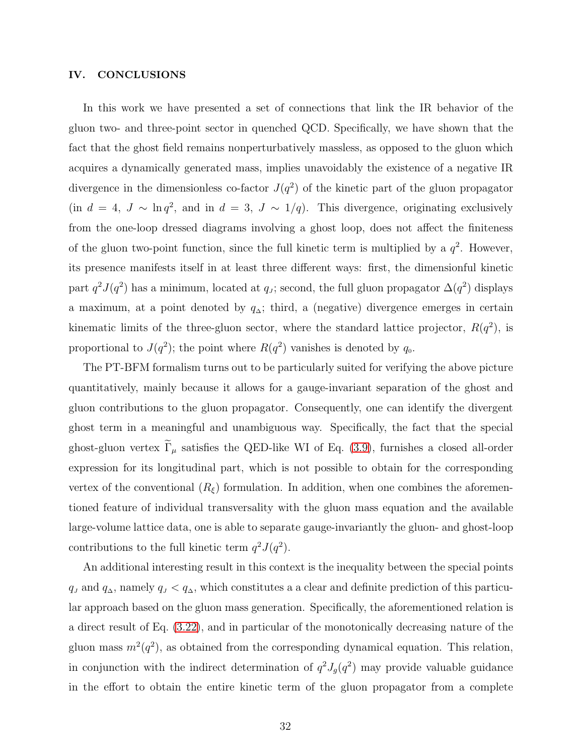## IV. CONCLUSIONS

In this work we have presented a set of connections that link the IR behavior of the gluon two- and three-point sector in quenched QCD. Specifically, we have shown that the fact that the ghost field remains nonperturbatively massless, as opposed to the gluon which acquires a dynamically generated mass, implies unavoidably the existence of a negative IR divergence in the dimensionless co-factor $J(q^2)$ of the kinetic part of the gluon propagator (in $d = 4$, $J \sim \ln q^2$, and in $d = 3$, $J \sim 1/q$). This divergence, originating exclusively from the one-loop dressed diagrams involving a ghost loop, does not affect the finiteness of the gluon two-point function, since the full kinetic term is multiplied by a $q^2$. However, its presence manifests itself in at least three different ways: first, the dimensionful kinetic part $q^2 J(q^2)$ has a minimum, located at $q_{\scriptscriptstyle J}$; second, the full gluon propagator $\Delta(q^2)$ displays a maximum, at a point denoted by $q_{\scriptscriptstyle \Delta}$; third, a (negative) divergence emerges in certain kinematic limits of the three-gluon sector, where the standard lattice projector, $R(q^2)$, is proportional to $J(q^2)$; the point where $R(q^2)$ vanishes is denoted by $q_{\scriptscriptstyle 0}$.

The PT-BFM formalism turns out to be particularly suited for verifying the above picture quantitatively, mainly because it allows for a gauge-invariant separation of the ghost and gluon contributions to the gluon propagator. Consequently, one can identify the divergent ghost term in a meaningful and unambiguous way. Specifically, the fact that the special ghost-gluon vertex $\widetilde{\Gamma}_\mu$ satisfies the QED-like WI of Eq. (3.9), furnishes a closed all-order expression for its longitudinal part, which is not possible to obtain for the corresponding vertex of the conventional ($R_\xi$) formulation. In addition, when one combines the aforementioned feature of individual transversality with the gluon mass equation and the available large-volume lattice data, one is able to separate gauge-invariantly the gluon- and ghost-loop contributions to the full kinetic term $q^2 J(q^2)$.

An additional interesting result in this context is the inequality between the special points $q_{\scriptscriptstyle J}$ and $q_{\scriptscriptstyle \Delta}$, namely $q_{\scriptscriptstyle J} < q_{\scriptscriptstyle \Delta}$, which constitutes a a clear and definite prediction of this particular approach based on the gluon mass generation. Specifically, the aforementioned relation is a direct result of Eq. (3.22), and in particular of the monotonically decreasing nature of the gluon mass $m^2(q^2)$, as obtained from the corresponding dynamical equation. This relation, in conjunction with the indirect determination of $q^2 J_g(q^2)$ may provide valuable guidance in the effort to obtain the entire kinetic term of the gluon propagator from a complete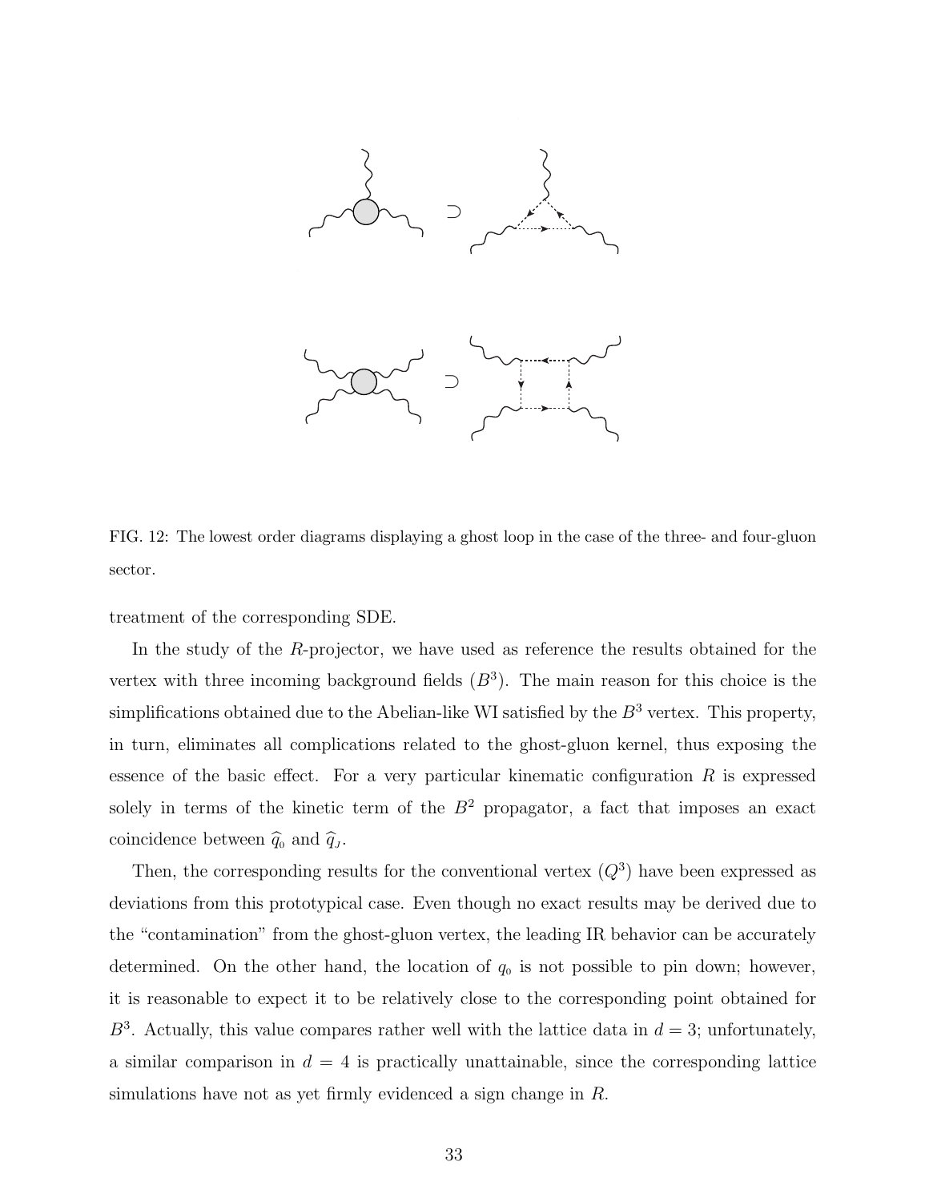FIG. 12: The lowest order diagrams displaying a ghost loop in the case of the three- and four-gluon sector.

treatment of the corresponding SDE.

In the study of the $R$-projector, we have used as reference the results obtained for the vertex with three incoming background fields ($B^3$). The main reason for this choice is the simplifications obtained due to the Abelian-like WI satisfied by the $B^3$ vertex. This property, in turn, eliminates all complications related to the ghost-gluon kernel, thus exposing the essence of the basic effect. For a very particular kinematic configuration $R$ is expressed solely in terms of the kinetic term of the $B^2$ propagator, a fact that imposes an exact coincidence between $\widehat{q}_0$ and $\widehat{q}_J$.

Then, the corresponding results for the conventional vertex ($Q^3$) have been expressed as deviations from this prototypical case. Even though no exact results may be derived due to the "contamination" from the ghost-gluon vertex, the leading IR behavior can be accurately determined. On the other hand, the location of $q_0$ is not possible to pin down; however, it is reasonable to expect it to be relatively close to the corresponding point obtained for $B^3$. Actually, this value compares rather well with the lattice data in $d = 3$; unfortunately, a similar comparison in $d = 4$ is practically unattainable, since the corresponding lattice simulations have not as yet firmly evidenced a sign change in $R$.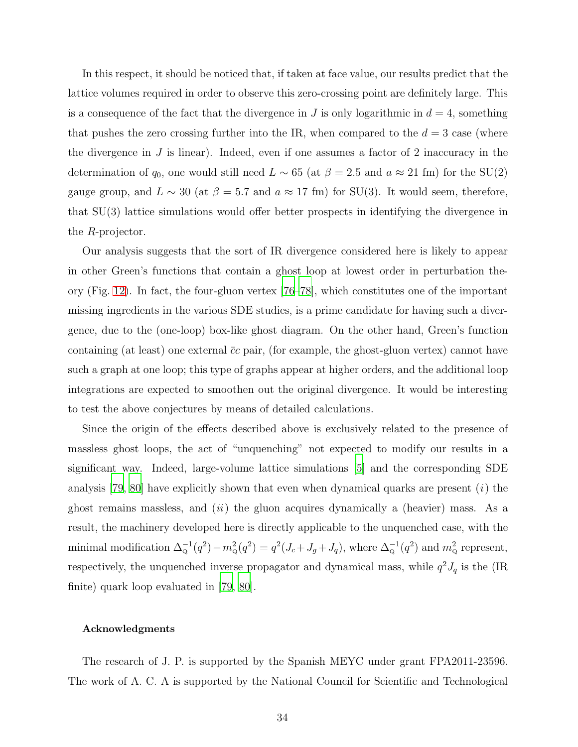In this respect, it should be noticed that, if taken at face value, our results predict that the lattice volumes required in order to observe this zero-crossing point are definitely large. This is a consequence of the fact that the divergence in $J$ is only logarithmic in $d = 4$, something that pushes the zero crossing further into the IR, when compared to the $d = 3$ case (where the divergence in $J$ is linear). Indeed, even if one assumes a factor of 2 inaccuracy in the determination of $q_0$, one would still need $L \sim 65$ (at $\beta = 2.5$ and $a \approx 21$ fm) for the SU(2) gauge group, and $L \sim 30$ (at $\beta = 5.7$ and $a \approx 17$ fm) for SU(3). It would seem, therefore, that SU(3) lattice simulations would offer better prospects in identifying the divergence in the $R$-projector.

Our analysis suggests that the sort of IR divergence considered here is likely to appear in other Green's functions that contain a ghost loop at lowest order in perturbation theory (Fig. 12). In fact, the four-gluon vertex [76–78], which constitutes one of the important missing ingredients in the various SDE studies, is a prime candidate for having such a divergence, due to the (one-loop) box-like ghost diagram. On the other hand, Green's function containing (at least) one external $\bar{c}c$ pair, (for example, the ghost-gluon vertex) cannot have such a graph at one loop; this type of graphs appear at higher orders, and the additional loop integrations are expected to smoothen out the original divergence. It would be interesting to test the above conjectures by means of detailed calculations.

Since the origin of the effects described above is exclusively related to the presence of massless ghost loops, the act of "unquenching" not expected to modify our results in a significant way. Indeed, large-volume lattice simulations [5] and the corresponding SDE analysis [79, 80] have explicitly shown that even when dynamical quarks are present $(i)$ the ghost remains massless, and $(ii)$ the gluon acquires dynamically a (heavier) mass. As a result, the machinery developed here is directly applicable to the unquenched case, with the minimal modification $\Delta_{\rm Q}^{-1}(q^2) - m^2_{\rm Q}(q^2) = q^2(J_c + J_g + J_q)$, where $\Delta_{\rm Q}^{-1}(q^2)$ and $m^2_{\rm Q}$ represent, respectively, the unquenched inverse propagator and dynamical mass, while $q^2 J_q$ is the (IR finite) quark loop evaluated in [79, 80].

### Acknowledgments

The research of J. P. is supported by the Spanish MEYC under grant FPA2011-23596. The work of A. C. A is supported by the National Council for Scientific and Technological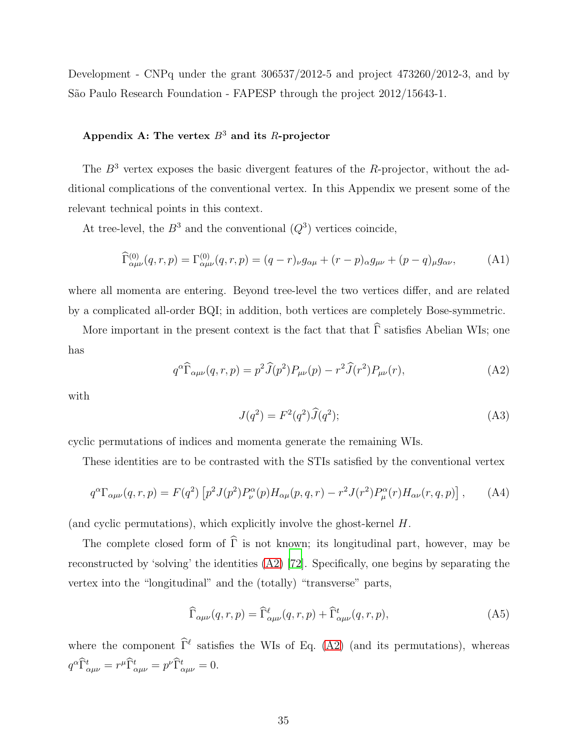Development - CNPq under the grant 306537/2012-5 and project 473260/2012-3, and by São Paulo Research Foundation - FAPESP through the project 2012/15643-1.

### Appendix A: The vertex $B^3$ and its $R$-projector

The $B^3$ vertex exposes the basic divergent features of the $R$-projector, without the additional complications of the conventional vertex. In this Appendix we present some of the relevant technical points in this context.

At tree-level, the $B^3$ and the conventional ($Q^3$) vertices coincide,

$$\widehat{\Gamma}^{(0)}_{\alpha\mu\nu}(q,r,p) = \Gamma^{(0)}_{\alpha\mu\nu}(q,r,p) = (q-r)_\nu g_{\alpha\mu} + (r-p)_\alpha g_{\mu\nu} + (p-q)_\mu g_{\alpha\nu}, \tag{A1}$$

where all momenta are entering. Beyond tree-level the two vertices differ, and are related by a complicated all-order BQI; in addition, both vertices are completely Bose-symmetric.

More important in the present context is the fact that that $\widehat{\Gamma}$ satisfies Abelian WIs; one has

$$q^\alpha \widehat{\Gamma}_{\alpha\mu\nu}(q,r,p) = p^2 \widehat{J}(p^2) P_{\mu\nu}(p) - r^2 \widehat{J}(r^2) P_{\mu\nu}(r), \tag{A2}$$

with

$$J(q^2) = F^2(q^2)\widehat{J}(q^2); \tag{A3}$$

cyclic permutations of indices and momenta generate the remaining WIs.

These identities are to be contrasted with the STIs satisfied by the conventional vertex

$$q^\alpha \Gamma_{\alpha\mu\nu}(q,r,p) = F(q^2)\left[p^2 J(p^2) P^\alpha_\nu(p) H_{\alpha\mu}(p,q,r) - r^2 J(r^2) P^\alpha_\mu(r) H_{\alpha\nu}(r,q,p)\right], \tag{A4}$$

(and cyclic permutations), which explicitly involve the ghost-kernel $H$.

The complete closed form of $\widehat{\Gamma}$ is not known; its longitudinal part, however, may be reconstructed by 'solving' the identities (A2) [72]. Specifically, one begins by separating the vertex into the "longitudinal" and the (totally) "transverse" parts,

$$\widehat{\Gamma}_{\alpha\mu\nu}(q,r,p) = \widehat{\Gamma}^{\ell}_{\alpha\mu\nu}(q,r,p) + \widehat{\Gamma}^{t}_{\alpha\mu\nu}(q,r,p), \tag{A5}$$

where the component $\widehat{\Gamma}^{\ell}$ satisfies the WIs of Eq. (A2) (and its permutations), whereas $q^\alpha \widehat{\Gamma}^t_{\alpha\mu\nu} = r^\mu \widehat{\Gamma}^t_{\alpha\mu\nu} = p^\nu \widehat{\Gamma}^t_{\alpha\mu\nu} = 0$.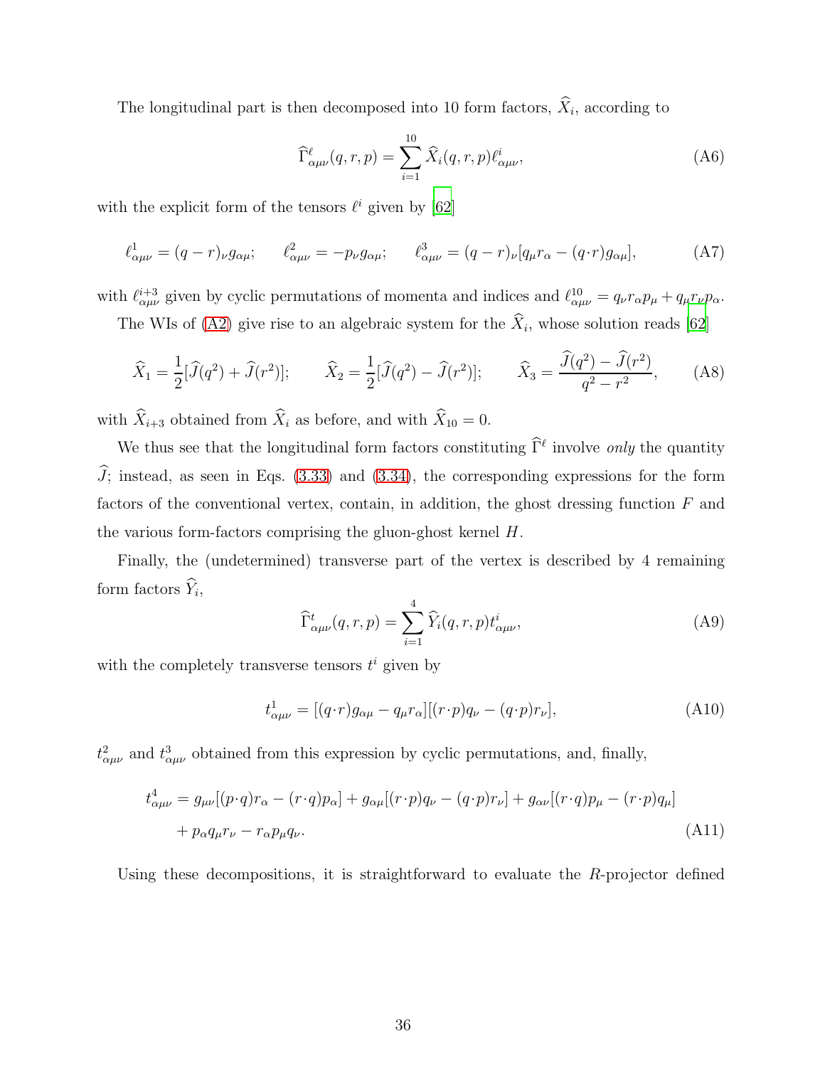The longitudinal part is then decomposed into 10 form factors, $\widehat{X}_i$, according to

$$\widehat{\Gamma}^{\ell}_{\alpha\mu\nu}(q,r,p) = \sum_{i=1}^{10} \widehat{X}_i(q,r,p)\ell^i_{\alpha\mu\nu}, \tag{A6}$$

with the explicit form of the tensors $\ell^i$ given by [62]

$$\ell^1_{\alpha\mu\nu} = (q-r)_\nu g_{\alpha\mu}; \qquad \ell^2_{\alpha\mu\nu} = -p_\nu g_{\alpha\mu}; \qquad \ell^3_{\alpha\mu\nu} = (q-r)_\nu[q_\mu r_\alpha - (q\cdot r)g_{\alpha\mu}], \tag{A7}$$

with $\ell^{i+3}_{\alpha\mu\nu}$ given by cyclic permutations of momenta and indices and $\ell^{10}_{\alpha\mu\nu} = q_\nu r_\alpha p_\mu + q_\mu r_\nu p_\alpha$.

The WIs of (A2) give rise to an algebraic system for the $\widehat{X}_i$, whose solution reads [62]

$$\widehat{X}_1 = \frac{1}{2}[\widehat{J}(q^2) + \widehat{J}(r^2)]; \qquad \widehat{X}_2 = \frac{1}{2}[\widehat{J}(q^2) - \widehat{J}(r^2)]; \qquad \widehat{X}_3 = \frac{\widehat{J}(q^2) - \widehat{J}(r^2)}{q^2 - r^2}, \tag{A8}$$

with $\widehat{X}_{i+3}$ obtained from $\widehat{X}_i$ as before, and with $\widehat{X}_{10} = 0$.

We thus see that the longitudinal form factors constituting $\widehat{\Gamma}^{\ell}$ involve *only* the quantity $\widehat{J}$; instead, as seen in Eqs. (3.33) and (3.34), the corresponding expressions for the form factors of the conventional vertex, contain, in addition, the ghost dressing function $F$ and the various form-factors comprising the gluon-ghost kernel $H$.

Finally, the (undetermined) transverse part of the vertex is described by 4 remaining form factors $\widehat{Y}_i$,

$$\widehat{\Gamma}^{t}_{\alpha\mu\nu}(q,r,p) = \sum_{i=1}^{4} \widehat{Y}_i(q,r,p)t^i_{\alpha\mu\nu}, \tag{A9}$$

with the completely transverse tensors $t^i$ given by

$$t^1_{\alpha\mu\nu} = [(q\cdot r)g_{\alpha\mu} - q_\mu r_\alpha][(r\cdot p)q_\nu - (q\cdot p)r_\nu], \tag{A10}$$

$t^2_{\alpha\mu\nu}$ and $t^3_{\alpha\mu\nu}$ obtained from this expression by cyclic permutations, and, finally,

$$\begin{aligned} t^4_{\alpha\mu\nu} = {} & g_{\mu\nu}[(p\cdot q)r_\alpha - (r\cdot q)p_\alpha] + g_{\alpha\mu}[(r\cdot p)q_\nu - (q\cdot p)r_\nu] + g_{\alpha\nu}[(r\cdot q)p_\mu - (r\cdot p)q_\mu] \\ & + p_\alpha q_\mu r_\nu - r_\alpha p_\mu q_\nu. \end{aligned} \tag{A11}$$

Using these decompositions, it is straightforward to evaluate the $R$-projector defined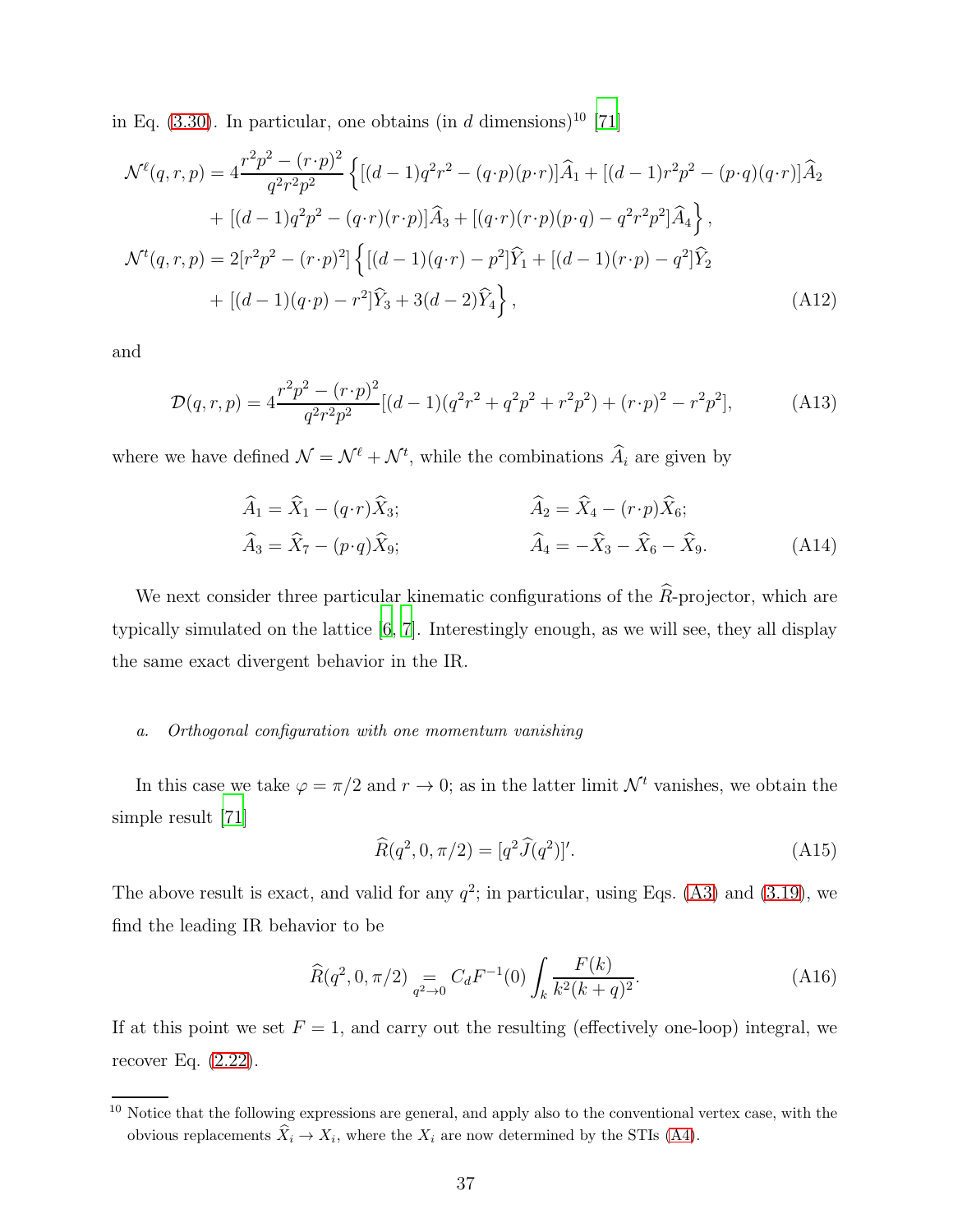in Eq. (3.30). In particular, one obtains (in $d$ dimensions)[10] [71]

$$
\begin{aligned}
\mathcal{N}^{\ell}(q,r,p) &= 4\frac{r^2p^2-(r\cdot p)^2}{q^2r^2p^2}\Big\{[(d-1)q^2r^2-(q\cdot p)(p\cdot r)]\widehat{A}_1+[(d-1)r^2p^2-(p\cdot q)(q\cdot r)]\widehat{A}_2 \\
&\quad + [(d-1)q^2p^2-(q\cdot r)(r\cdot p)]\widehat{A}_3+[(q\cdot r)(r\cdot p)(p\cdot q)-q^2r^2p^2]\widehat{A}_4\Big\}, \\
\mathcal{N}^{t}(q,r,p) &= 2[r^2p^2-(r\cdot p)^2]\Big\{[(d-1)(q\cdot r)-p^2]\widehat{Y}_1+[(d-1)(r\cdot p)-q^2]\widehat{Y}_2 \\
&\quad + [(d-1)(q\cdot p)-r^2]\widehat{Y}_3+3(d-2)\widehat{Y}_4\Big\},
\end{aligned}
\tag{A12}
$$

and

$$
\mathcal{D}(q,r,p) = 4\frac{r^2p^2-(r\cdot p)^2}{q^2r^2p^2}[(d-1)(q^2r^2+q^2p^2+r^2p^2)+(r\cdot p)^2-r^2p^2], \tag{A13}
$$

where we have defined $\mathcal{N}=\mathcal{N}^{\ell}+\mathcal{N}^{t}$, while the combinations $\widehat{A}_i$ are given by

$$
\begin{aligned}
\widehat{A}_1 &= \widehat{X}_1-(q\cdot r)\widehat{X}_3; & \widehat{A}_2 &= \widehat{X}_4-(r\cdot p)\widehat{X}_6; \\
\widehat{A}_3 &= \widehat{X}_7-(p\cdot q)\widehat{X}_9; & \widehat{A}_4 &= -\widehat{X}_3-\widehat{X}_6-\widehat{X}_9.
\end{aligned}
\tag{A14}
$$

We next consider three particular kinematic configurations of the $\widehat{R}$-projector, which are typically simulated on the lattice [6, 7]. Interestingly enough, as we will see, they all display the same exact divergent behavior in the IR.

*a. Orthogonal configuration with one momentum vanishing*

In this case we take $\varphi=\pi/2$ and $r\to 0$; as in the latter limit $\mathcal{N}^t$ vanishes, we obtain the simple result [71]

$$
\widehat{R}(q^2,0,\pi/2) = [q^2\widehat{J}(q^2)]'. \tag{A15}
$$

The above result is exact, and valid for any $q^2$; in particular, using Eqs. (A3) and (3.19), we find the leading IR behavior to be

$$
\widehat{R}(q^2,0,\pi/2) \underset{q^2\to 0}{=} C_d F^{-1}(0)\int_k \frac{F(k)}{k^2(k+q)^2}. \tag{A16}
$$

If at this point we set $F=1$, and carry out the resulting (effectively one-loop) integral, we recover Eq. (2.22).

[10] Notice that the following expressions are general, and apply also to the conventional vertex case, with the obvious replacements $\widehat{X}_i\to X_i$, where the $X_i$ are now determined by the STIs (A4).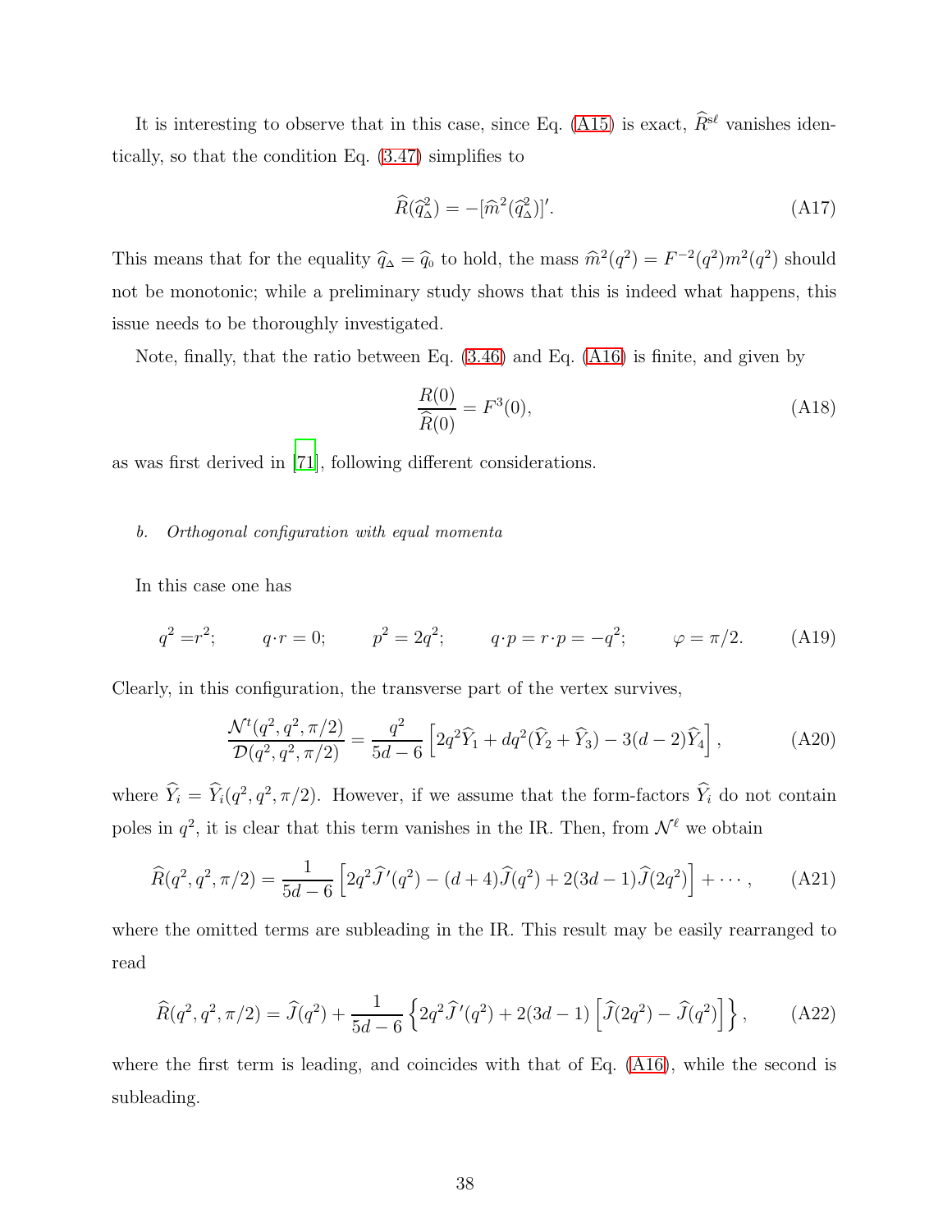It is interesting to observe that in this case, since Eq. (A15) is exact, $\widehat{R}^{s\ell}$ vanishes identically, so that the condition Eq. (3.47) simplifies to

$$\widehat{R}(\widehat{q}_{\Delta}^2) = -[\widehat{m}^2(\widehat{q}_{\Delta}^2)]'. \tag{A17}$$

This means that for the equality $\widehat{q}_{\Delta} = \widehat{q}_0$ to hold, the mass $\widehat{m}^2(q^2) = F^{-2}(q^2)m^2(q^2)$ should not be monotonic; while a preliminary study shows that this is indeed what happens, this issue needs to be thoroughly investigated.

Note, finally, that the ratio between Eq. (3.46) and Eq. (A16) is finite, and given by

$$\frac{R(0)}{\widehat{R}(0)} = F^3(0), \tag{A18}$$

as was first derived in [71], following different considerations.

*b. Orthogonal configuration with equal momenta*

In this case one has

$$q^2 = r^2; \qquad q\cdot r = 0; \qquad p^2 = 2q^2; \qquad q\cdot p = r\cdot p = -q^2; \qquad \varphi = \pi/2. \tag{A19}$$

Clearly, in this configuration, the transverse part of the vertex survives,

$$\frac{\mathcal{N}^t(q^2,q^2,\pi/2)}{\mathcal{D}(q^2,q^2,\pi/2)} = \frac{q^2}{5d-6}\left[2q^2\widehat{Y}_1 + dq^2(\widehat{Y}_2+\widehat{Y}_3) - 3(d-2)\widehat{Y}_4\right], \tag{A20}$$

where $\widehat{Y}_i = \widehat{Y}_i(q^2,q^2,\pi/2)$. However, if we assume that the form-factors $\widehat{Y}_i$ do not contain poles in $q^2$, it is clear that this term vanishes in the IR. Then, from $\mathcal{N}^\ell$ we obtain

$$\widehat{R}(q^2,q^2,\pi/2) = \frac{1}{5d-6}\left[2q^2\widehat{J}\,'(q^2) - (d+4)\widehat{J}(q^2) + 2(3d-1)\widehat{J}(2q^2)\right] + \cdots, \tag{A21}$$

where the omitted terms are subleading in the IR. This result may be easily rearranged to read

$$\widehat{R}(q^2,q^2,\pi/2) = \widehat{J}(q^2) + \frac{1}{5d-6}\left\{2q^2\widehat{J}\,'(q^2) + 2(3d-1)\left[\widehat{J}(2q^2) - \widehat{J}(q^2)\right]\right\}, \tag{A22}$$

where the first term is leading, and coincides with that of Eq. (A16), while the second is subleading.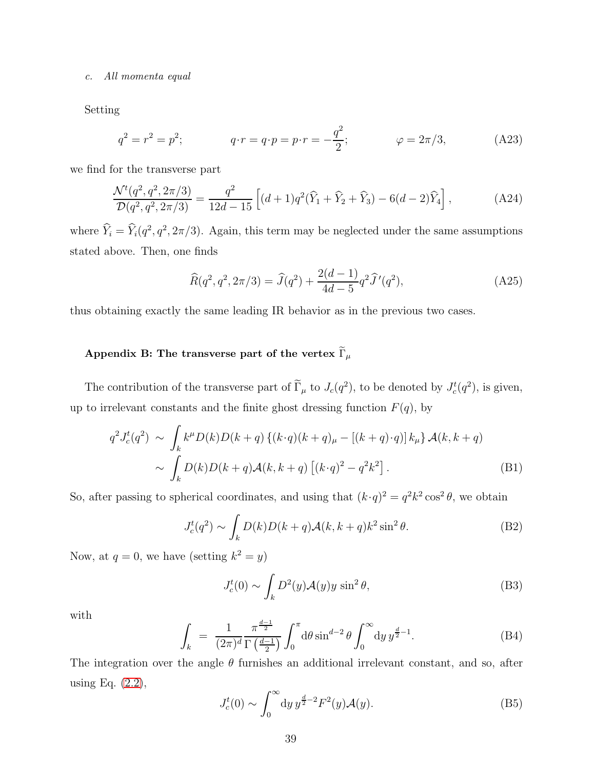*c. All momenta equal*

Setting

$$q^2 = r^2 = p^2; \qquad\qquad q\cdot r = q\cdot p = p\cdot r = -\frac{q^2}{2}; \qquad\qquad \varphi = 2\pi/3, \tag{A23}$$

we find for the transverse part

$$\frac{\mathcal{N}^t(q^2, q^2, 2\pi/3)}{\mathcal{D}(q^2, q^2, 2\pi/3)} = \frac{q^2}{12d-15}\left[(d+1)q^2(\widehat{Y}_1 + \widehat{Y}_2 + \widehat{Y}_3) - 6(d-2)\widehat{Y}_4\right], \tag{A24}$$

where $\widehat{Y}_i = \widehat{Y}_i(q^2, q^2, 2\pi/3)$. Again, this term may be neglected under the same assumptions stated above. Then, one finds

$$\widehat{R}(q^2, q^2, 2\pi/3) = \widehat{J}(q^2) + \frac{2(d-1)}{4d-5}q^2\widehat{J}\,'(q^2), \tag{A25}$$

thus obtaining exactly the same leading IR behavior as in the previous two cases.

## Appendix B: The transverse part of the vertex $\widetilde{\Gamma}_\mu$

The contribution of the transverse part of $\widetilde{\Gamma}_\mu$ to $J_c(q^2)$, to be denoted by $J_c^t(q^2)$, is given, up to irrelevant constants and the finite ghost dressing function $F(q)$, by

$$\begin{aligned} q^2 J_c^t(q^2) &\sim \int_k k^\mu D(k)D(k+q)\left\{(k\cdot q)(k+q)_\mu - \left[(k+q)\cdot q)\right]k_\mu\right\}\mathcal{A}(k, k+q) \\ &\sim \int_k D(k)D(k+q)\mathcal{A}(k,k+q)\left[(k\cdot q)^2 - q^2k^2\right]. \end{aligned} \tag{B1}$$

So, after passing to spherical coordinates, and using that $(k\cdot q)^2 = q^2k^2\cos^2\theta$, we obtain

$$J_c^t(q^2) \sim \int_k D(k)D(k+q)\mathcal{A}(k,k+q)k^2\sin^2\theta. \tag{B2}$$

Now, at $q = 0$, we have (setting $k^2 = y$)

$$J_c^t(0) \sim \int_k D^2(y)\mathcal{A}(y)y\,\sin^2\theta, \tag{B3}$$

with

$$\int_k \;=\; \frac{1}{(2\pi)^d}\frac{\pi^{\frac{d-1}{2}}}{\Gamma\left(\frac{d-1}{2}\right)}\int_0^\pi \mathrm{d}\theta\sin^{d-2}\theta\int_0^\infty \mathrm{d}y\, y^{\frac{d}{2}-1}. \tag{B4}$$

The integration over the angle $\theta$ furnishes an additional irrelevant constant, and so, after using Eq. (2.2),

$$J_c^t(0) \sim \int_0^\infty \mathrm{d}y\, y^{\frac{d}{2}-2}F^2(y)\mathcal{A}(y). \tag{B5}$$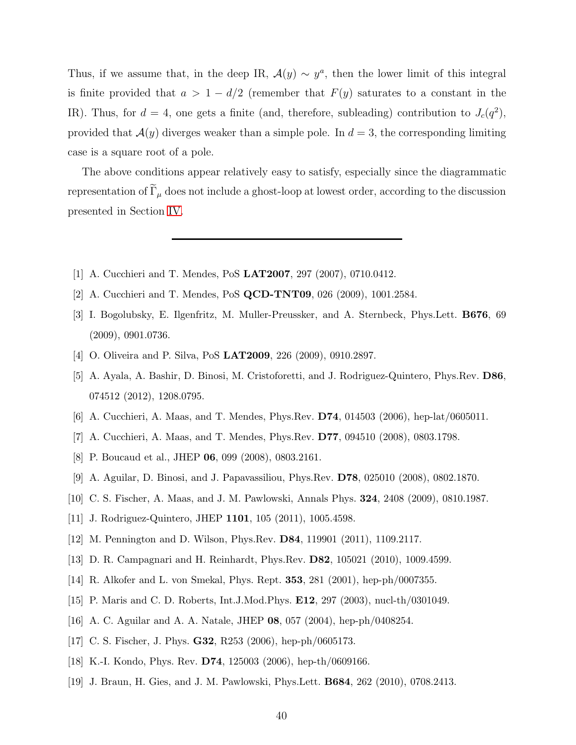Thus, if we assume that, in the deep IR, $\mathcal{A}(y) \sim y^a$, then the lower limit of this integral is finite provided that $a > 1 - d/2$ (remember that $F(y)$ saturates to a constant in the IR). Thus, for $d = 4$, one gets a finite (and, therefore, subleading) contribution to $J_c(q^2)$, provided that $\mathcal{A}(y)$ diverges weaker than a simple pole. In $d = 3$, the corresponding limiting case is a square root of a pole.

The above conditions appear relatively easy to satisfy, especially since the diagrammatic representation of $\widetilde{\Gamma}_\mu$ does not include a ghost-loop at lowest order, according to the discussion presented in Section IV.

---

[1] A. Cucchieri and T. Mendes, PoS **LAT2007**, 297 (2007), 0710.0412.

[2] A. Cucchieri and T. Mendes, PoS **QCD-TNT09**, 026 (2009), 1001.2584.

[3] I. Bogolubsky, E. Ilgenfritz, M. Muller-Preussker, and A. Sternbeck, Phys.Lett. **B676**, 69 (2009), 0901.0736.

[4] O. Oliveira and P. Silva, PoS **LAT2009**, 226 (2009), 0910.2897.

[5] A. Ayala, A. Bashir, D. Binosi, M. Cristoforetti, and J. Rodriguez-Quintero, Phys.Rev. **D86**, 074512 (2012), 1208.0795.

[6] A. Cucchieri, A. Maas, and T. Mendes, Phys.Rev. **D74**, 014503 (2006), hep-lat/0605011.

[7] A. Cucchieri, A. Maas, and T. Mendes, Phys.Rev. **D77**, 094510 (2008), 0803.1798.

[8] P. Boucaud et al., JHEP **06**, 099 (2008), 0803.2161.

[9] A. Aguilar, D. Binosi, and J. Papavassiliou, Phys.Rev. **D78**, 025010 (2008), 0802.1870.

[10] C. S. Fischer, A. Maas, and J. M. Pawlowski, Annals Phys. **324**, 2408 (2009), 0810.1987.

[11] J. Rodriguez-Quintero, JHEP **1101**, 105 (2011), 1005.4598.

[12] M. Pennington and D. Wilson, Phys.Rev. **D84**, 119901 (2011), 1109.2117.

[13] D. R. Campagnari and H. Reinhardt, Phys.Rev. **D82**, 105021 (2010), 1009.4599.

[14] R. Alkofer and L. von Smekal, Phys. Rept. **353**, 281 (2001), hep-ph/0007355.

[15] P. Maris and C. D. Roberts, Int.J.Mod.Phys. **E12**, 297 (2003), nucl-th/0301049.

[16] A. C. Aguilar and A. A. Natale, JHEP **08**, 057 (2004), hep-ph/0408254.

[17] C. S. Fischer, J. Phys. **G32**, R253 (2006), hep-ph/0605173.

[18] K.-I. Kondo, Phys. Rev. **D74**, 125003 (2006), hep-th/0609166.

[19] J. Braun, H. Gies, and J. M. Pawlowski, Phys.Lett. **B684**, 262 (2010), 0708.2413.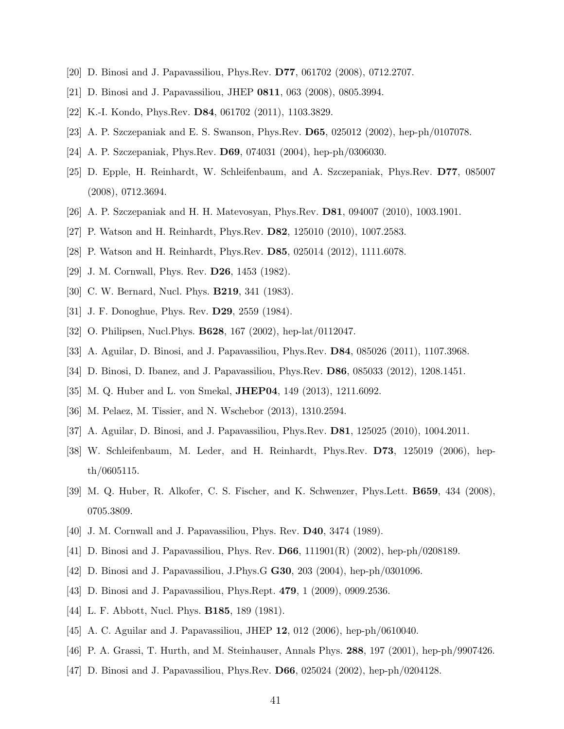[20] D. Binosi and J. Papavassiliou, Phys.Rev. **D77**, 061702 (2008), 0712.2707.

[21] D. Binosi and J. Papavassiliou, JHEP **0811**, 063 (2008), 0805.3994.

[22] K.-I. Kondo, Phys.Rev. **D84**, 061702 (2011), 1103.3829.

[23] A. P. Szczepaniak and E. S. Swanson, Phys.Rev. **D65**, 025012 (2002), hep-ph/0107078.

[24] A. P. Szczepaniak, Phys.Rev. **D69**, 074031 (2004), hep-ph/0306030.

[25] D. Epple, H. Reinhardt, W. Schleifenbaum, and A. Szczepaniak, Phys.Rev. **D77**, 085007 (2008), 0712.3694.

[26] A. P. Szczepaniak and H. H. Matevosyan, Phys.Rev. **D81**, 094007 (2010), 1003.1901.

[27] P. Watson and H. Reinhardt, Phys.Rev. **D82**, 125010 (2010), 1007.2583.

[28] P. Watson and H. Reinhardt, Phys.Rev. **D85**, 025014 (2012), 1111.6078.

[29] J. M. Cornwall, Phys. Rev. **D26**, 1453 (1982).

[30] C. W. Bernard, Nucl. Phys. **B219**, 341 (1983).

[31] J. F. Donoghue, Phys. Rev. **D29**, 2559 (1984).

[32] O. Philipsen, Nucl.Phys. **B628**, 167 (2002), hep-lat/0112047.

[33] A. Aguilar, D. Binosi, and J. Papavassiliou, Phys.Rev. **D84**, 085026 (2011), 1107.3968.

[34] D. Binosi, D. Ibanez, and J. Papavassiliou, Phys.Rev. **D86**, 085033 (2012), 1208.1451.

[35] M. Q. Huber and L. von Smekal, **JHEP04**, 149 (2013), 1211.6092.

[36] M. Pelaez, M. Tissier, and N. Wschebor (2013), 1310.2594.

[37] A. Aguilar, D. Binosi, and J. Papavassiliou, Phys.Rev. **D81**, 125025 (2010), 1004.2011.

[38] W. Schleifenbaum, M. Leder, and H. Reinhardt, Phys.Rev. **D73**, 125019 (2006), hep-th/0605115.

[39] M. Q. Huber, R. Alkofer, C. S. Fischer, and K. Schwenzer, Phys.Lett. **B659**, 434 (2008), 0705.3809.

[40] J. M. Cornwall and J. Papavassiliou, Phys. Rev. **D40**, 3474 (1989).

[41] D. Binosi and J. Papavassiliou, Phys. Rev. **D66**, 111901(R) (2002), hep-ph/0208189.

[42] D. Binosi and J. Papavassiliou, J.Phys.G **G30**, 203 (2004), hep-ph/0301096.

[43] D. Binosi and J. Papavassiliou, Phys.Rept. **479**, 1 (2009), 0909.2536.

[44] L. F. Abbott, Nucl. Phys. **B185**, 189 (1981).

[45] A. C. Aguilar and J. Papavassiliou, JHEP **12**, 012 (2006), hep-ph/0610040.

[46] P. A. Grassi, T. Hurth, and M. Steinhauser, Annals Phys. **288**, 197 (2001), hep-ph/9907426.

[47] D. Binosi and J. Papavassiliou, Phys.Rev. **D66**, 025024 (2002), hep-ph/0204128.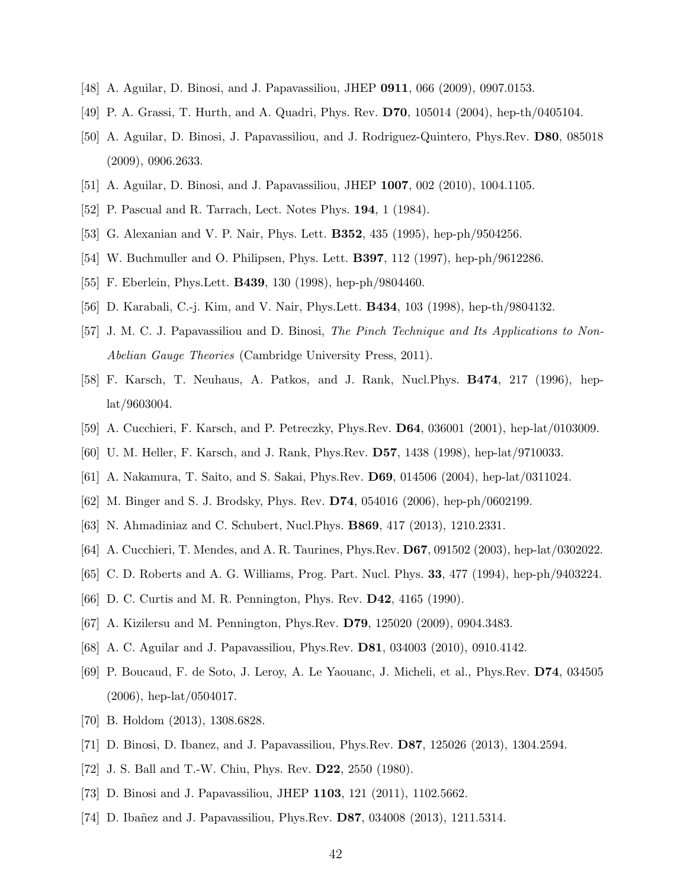[48] A. Aguilar, D. Binosi, and J. Papavassiliou, JHEP **0911**, 066 (2009), 0907.0153.

[49] P. A. Grassi, T. Hurth, and A. Quadri, Phys. Rev. **D70**, 105014 (2004), hep-th/0405104.

[50] A. Aguilar, D. Binosi, J. Papavassiliou, and J. Rodriguez-Quintero, Phys.Rev. **D80**, 085018 (2009), 0906.2633.

[51] A. Aguilar, D. Binosi, and J. Papavassiliou, JHEP **1007**, 002 (2010), 1004.1105.

[52] P. Pascual and R. Tarrach, Lect. Notes Phys. **194**, 1 (1984).

[53] G. Alexanian and V. P. Nair, Phys. Lett. **B352**, 435 (1995), hep-ph/9504256.

[54] W. Buchmuller and O. Philipsen, Phys. Lett. **B397**, 112 (1997), hep-ph/9612286.

[55] F. Eberlein, Phys.Lett. **B439**, 130 (1998), hep-ph/9804460.

[56] D. Karabali, C.-j. Kim, and V. Nair, Phys.Lett. **B434**, 103 (1998), hep-th/9804132.

[57] J. M. C. J. Papavassiliou and D. Binosi, *The Pinch Technique and Its Applications to Non-Abelian Gauge Theories* (Cambridge University Press, 2011).

[58] F. Karsch, T. Neuhaus, A. Patkos, and J. Rank, Nucl.Phys. **B474**, 217 (1996), hep-lat/9603004.

[59] A. Cucchieri, F. Karsch, and P. Petreczky, Phys.Rev. **D64**, 036001 (2001), hep-lat/0103009.

[60] U. M. Heller, F. Karsch, and J. Rank, Phys.Rev. **D57**, 1438 (1998), hep-lat/9710033.

[61] A. Nakamura, T. Saito, and S. Sakai, Phys.Rev. **D69**, 014506 (2004), hep-lat/0311024.

[62] M. Binger and S. J. Brodsky, Phys. Rev. **D74**, 054016 (2006), hep-ph/0602199.

[63] N. Ahmadiniaz and C. Schubert, Nucl.Phys. **B869**, 417 (2013), 1210.2331.

[64] A. Cucchieri, T. Mendes, and A. R. Taurines, Phys.Rev. **D67**, 091502 (2003), hep-lat/0302022.

[65] C. D. Roberts and A. G. Williams, Prog. Part. Nucl. Phys. **33**, 477 (1994), hep-ph/9403224.

[66] D. C. Curtis and M. R. Pennington, Phys. Rev. **D42**, 4165 (1990).

[67] A. Kizilersu and M. Pennington, Phys.Rev. **D79**, 125020 (2009), 0904.3483.

[68] A. C. Aguilar and J. Papavassiliou, Phys.Rev. **D81**, 034003 (2010), 0910.4142.

[69] P. Boucaud, F. de Soto, J. Leroy, A. Le Yaouanc, J. Micheli, et al., Phys.Rev. **D74**, 034505 (2006), hep-lat/0504017.

[70] B. Holdom (2013), 1308.6828.

[71] D. Binosi, D. Ibanez, and J. Papavassiliou, Phys.Rev. **D87**, 125026 (2013), 1304.2594.

[72] J. S. Ball and T.-W. Chiu, Phys. Rev. **D22**, 2550 (1980).

[73] D. Binosi and J. Papavassiliou, JHEP **1103**, 121 (2011), 1102.5662.

[74] D. Ibañez and J. Papavassiliou, Phys.Rev. **D87**, 034008 (2013), 1211.5314.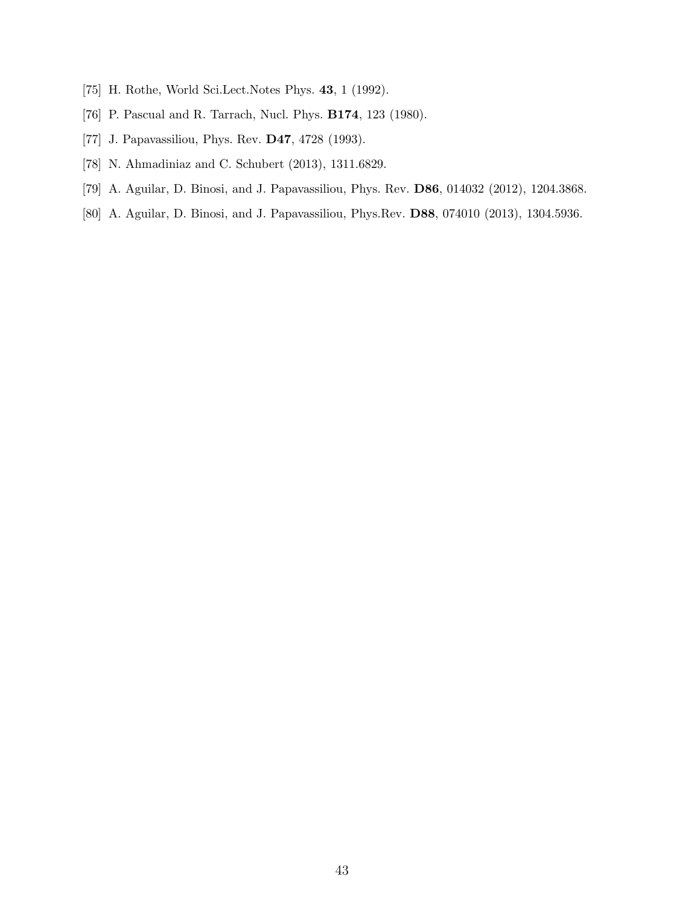[75] H. Rothe, World Sci.Lect.Notes Phys. **43**, 1 (1992).

[76] P. Pascual and R. Tarrach, Nucl. Phys. **B174**, 123 (1980).

[77] J. Papavassiliou, Phys. Rev. **D47**, 4728 (1993).

[78] N. Ahmadiniaz and C. Schubert (2013), 1311.6829.

[79] A. Aguilar, D. Binosi, and J. Papavassiliou, Phys. Rev. **D86**, 014032 (2012), 1204.3868.

[80] A. Aguilar, D. Binosi, and J. Papavassiliou, Phys.Rev. **D88**, 074010 (2013), 1304.5936.